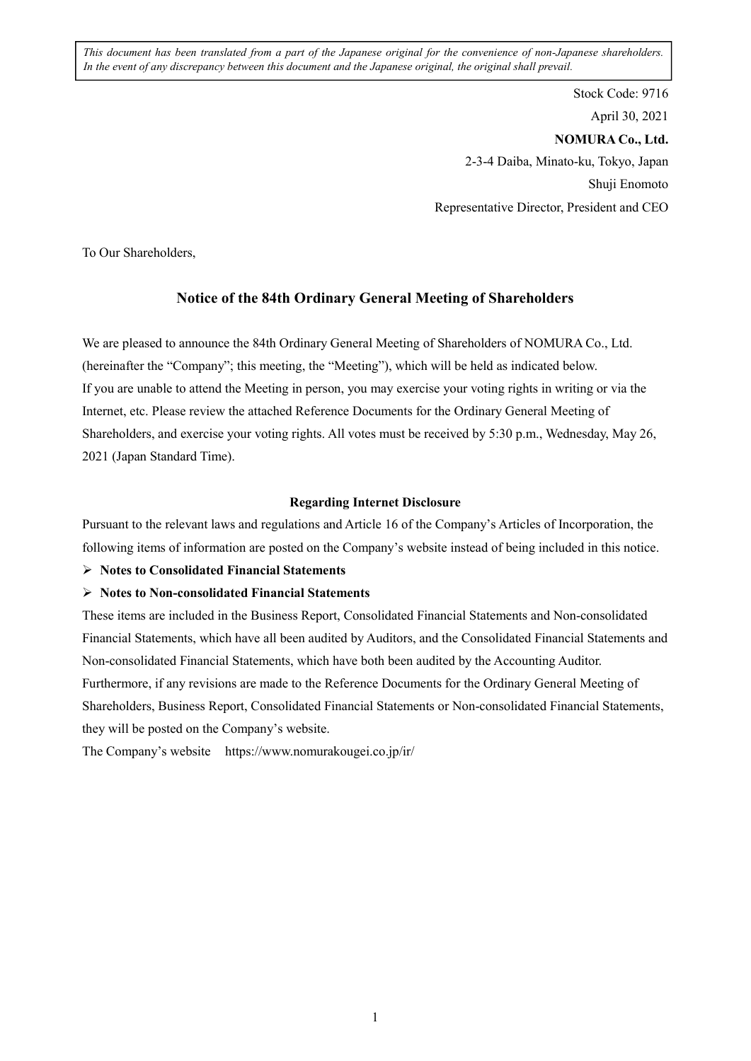*This document has been translated from a part of the Japanese original for the convenience of non-Japanese shareholders. In the event of any discrepancy between this document and the Japanese original, the original shall prevail.*

Stock Code: 9716

April 30, 2021

**NOMURA Co., Ltd.**

2-3-4 Daiba, Minato-ku, Tokyo, Japan

Shuji Enomoto

Representative Director, President and CEO

To Our Shareholders,

## Notice of the 84th Ordinary General Meeting of Shareholders

We are pleased to announce the 84th Ordinary General Meeting of Shareholders of NOMURA Co., Ltd. (hereinafter the "Company"; this meeting, the "Meeting"), which will be held as indicated below.
If you are unable to attend the Meeting in person, you may exercise your voting rights in writing or via the Internet, etc. Please review the attached Reference Documents for the Ordinary General Meeting of Shareholders, and exercise your voting rights. All votes must be received by 5:30 p.m., Wednesday, May 26, 2021 (Japan Standard Time).

### Regarding Internet Disclosure

Pursuant to the relevant laws and regulations and Article 16 of the Company's Articles of Incorporation, the following items of information are posted on the Company's website instead of being included in this notice.

- **Notes to Consolidated Financial Statements**
- **Notes to Non-consolidated Financial Statements**

These items are included in the Business Report, Consolidated Financial Statements and Non-consolidated Financial Statements, which have all been audited by Auditors, and the Consolidated Financial Statements and Non-consolidated Financial Statements, which have both been audited by the Accounting Auditor.
Furthermore, if any revisions are made to the Reference Documents for the Ordinary General Meeting of Shareholders, Business Report, Consolidated Financial Statements or Non-consolidated Financial Statements, they will be posted on the Company's website.
The Company's website https://www.nomurakougei.co.jp/ir/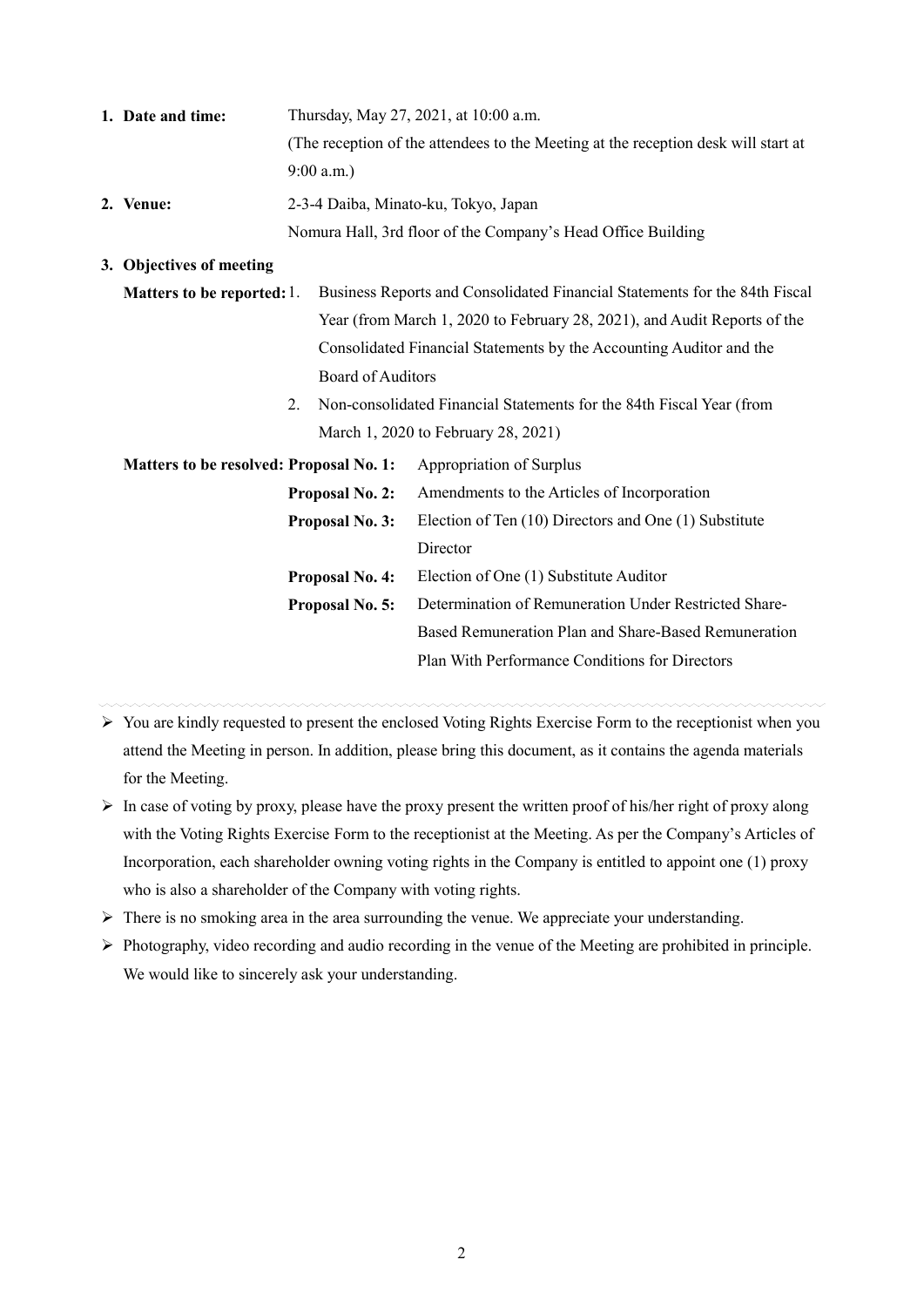1. **Date and time:** Thursday, May 27, 2021, at 10:00 a.m.
(The reception of the attendees to the Meeting at the reception desk will start at 9:00 a.m.)

2. **Venue:** 2-3-4 Daiba, Minato-ku, Tokyo, Japan
Nomura Hall, 3rd floor of the Company's Head Office Building

3. **Objectives of meeting**

**Matters to be reported:**
1. Business Reports and Consolidated Financial Statements for the 84th Fiscal Year (from March 1, 2020 to February 28, 2021), and Audit Reports of the Consolidated Financial Statements by the Accounting Auditor and the Board of Auditors
2. Non-consolidated Financial Statements for the 84th Fiscal Year (from March 1, 2020 to February 28, 2021)

**Matters to be resolved:**

**Proposal No. 1:** Appropriation of Surplus
**Proposal No. 2:** Amendments to the Articles of Incorporation
**Proposal No. 3:** Election of Ten (10) Directors and One (1) Substitute Director
**Proposal No. 4:** Election of One (1) Substitute Auditor
**Proposal No. 5:** Determination of Remuneration Under Restricted Share-Based Remuneration Plan and Share-Based Remuneration Plan With Performance Conditions for Directors

---

- You are kindly requested to present the enclosed Voting Rights Exercise Form to the receptionist when you attend the Meeting in person. In addition, please bring this document, as it contains the agenda materials for the Meeting.
- In case of voting by proxy, please have the proxy present the written proof of his/her right of proxy along with the Voting Rights Exercise Form to the receptionist at the Meeting. As per the Company's Articles of Incorporation, each shareholder owning voting rights in the Company is entitled to appoint one (1) proxy who is also a shareholder of the Company with voting rights.
- There is no smoking area in the area surrounding the venue. We appreciate your understanding.
- Photography, video recording and audio recording in the venue of the Meeting are prohibited in principle. We would like to sincerely ask your understanding.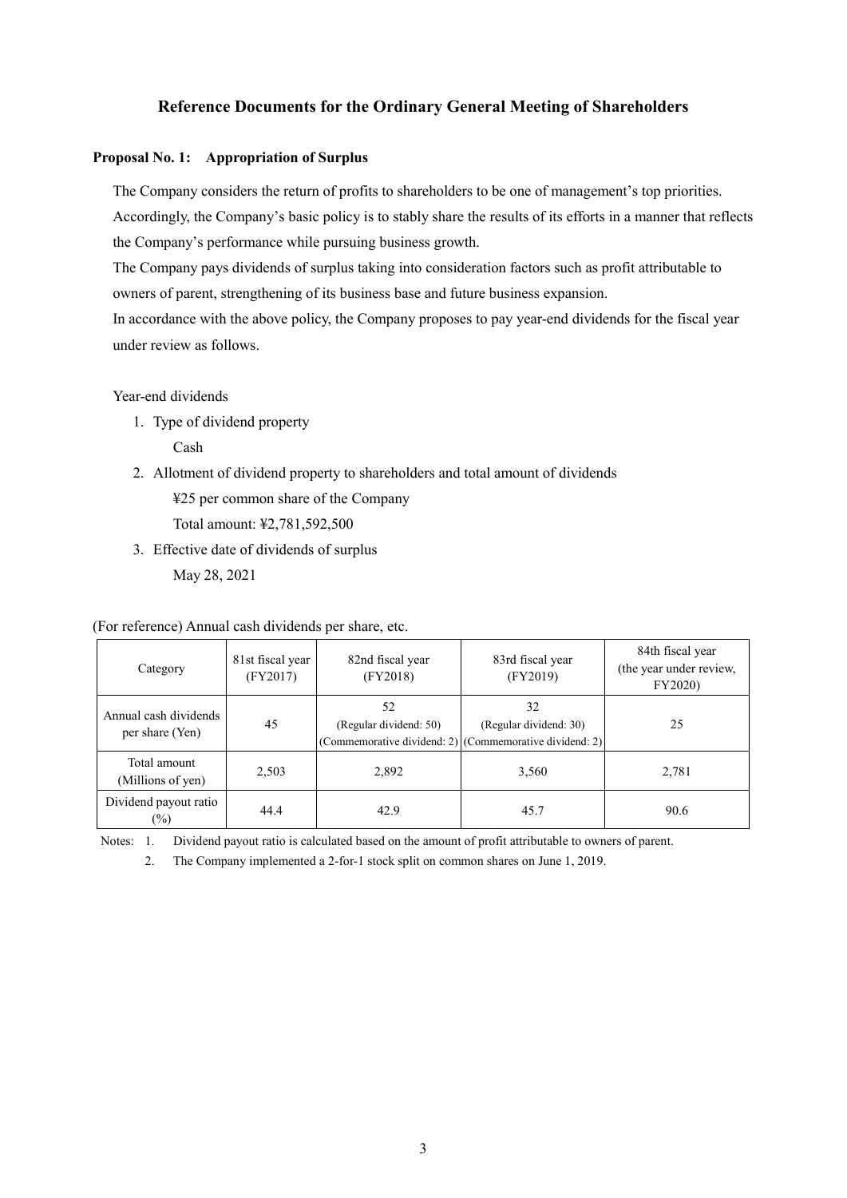## Reference Documents for the Ordinary General Meeting of Shareholders

### Proposal No. 1: Appropriation of Surplus

The Company considers the return of profits to shareholders to be one of management's top priorities. Accordingly, the Company's basic policy is to stably share the results of its efforts in a manner that reflects the Company's performance while pursuing business growth.

The Company pays dividends of surplus taking into consideration factors such as profit attributable to owners of parent, strengthening of its business base and future business expansion.

In accordance with the above policy, the Company proposes to pay year-end dividends for the fiscal year under review as follows.

Year-end dividends

1. Type of dividend property

   Cash

2. Allotment of dividend property to shareholders and total amount of dividends

   ¥25 per common share of the Company

   Total amount: ¥2,781,592,500

3. Effective date of dividends of surplus

   May 28, 2021

(For reference) Annual cash dividends per share, etc.

| Category | 81st fiscal year (FY2017) | 82nd fiscal year (FY2018) | 83rd fiscal year (FY2019) | 84th fiscal year (the year under review, FY2020) |
|---|---|---|---|---|
| Annual cash dividends per share (Yen) | 45 | 52 (Regular dividend: 50) (Commemorative dividend: 2) | 32 (Regular dividend: 30) (Commemorative dividend: 2) | 25 |
| Total amount (Millions of yen) | 2,503 | 2,892 | 3,560 | 2,781 |
| Dividend payout ratio (%) | 44.4 | 42.9 | 45.7 | 90.6 |

Notes: 1. Dividend payout ratio is calculated based on the amount of profit attributable to owners of parent.

2. The Company implemented a 2-for-1 stock split on common shares on June 1, 2019.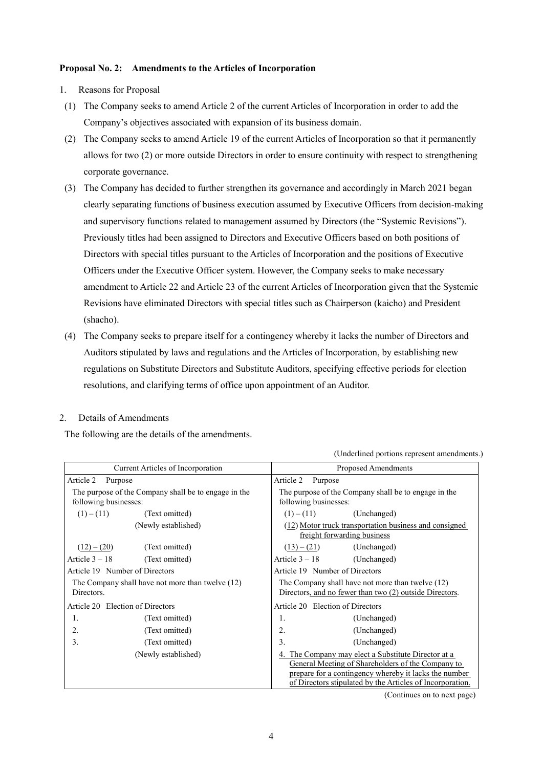**Proposal No. 2: Amendments to the Articles of Incorporation**

1. Reasons for Proposal
   (1) The Company seeks to amend Article 2 of the current Articles of Incorporation in order to add the Company's objectives associated with expansion of its business domain.
   (2) The Company seeks to amend Article 19 of the current Articles of Incorporation so that it permanently allows for two (2) or more outside Directors in order to ensure continuity with respect to strengthening corporate governance.
   (3) The Company has decided to further strengthen its governance and accordingly in March 2021 began clearly separating functions of business execution assumed by Executive Officers from decision-making and supervisory functions related to management assumed by Directors (the "Systemic Revisions"). Previously titles had been assigned to Directors and Executive Officers based on both positions of Directors with special titles pursuant to the Articles of Incorporation and the positions of Executive Officers under the Executive Officer system. However, the Company seeks to make necessary amendment to Article 22 and Article 23 of the current Articles of Incorporation given that the Systemic Revisions have eliminated Directors with special titles such as Chairperson (kaicho) and President (shacho).
   (4) The Company seeks to prepare itself for a contingency whereby it lacks the number of Directors and Auditors stipulated by laws and regulations and the Articles of Incorporation, by establishing new regulations on Substitute Directors and Substitute Auditors, specifying effective periods for election resolutions, and clarifying terms of office upon appointment of an Auditor.

2. Details of Amendments

The following are the details of the amendments.

(Underlined portions represent amendments.)

| Current Articles of Incorporation | Proposed Amendments |
|---|---|
| Article 2 Purpose | Article 2 Purpose |
| The purpose of the Company shall be to engage in the following businesses: | The purpose of the Company shall be to engage in the following businesses: |
| (1) – (11) (Text omitted) | (1) – (11) (Unchanged) |
| (Newly established) | <u>(12) Motor truck transportation business and consigned freight forwarding business</u> |
| <u>(12) – (20)</u> (Text omitted) | <u>(13) – (21)</u> (Unchanged) |
| Article 3 – 18 (Text omitted) | Article 3 – 18 (Unchanged) |
| Article 19 Number of Directors | Article 19 Number of Directors |
| The Company shall have not more than twelve (12) Directors. | The Company shall have not more than twelve (12) Directors<u>, and no fewer than two (2) outside Directors</u>. |
| Article 20 Election of Directors | Article 20 Election of Directors |
| 1. (Text omitted) | 1. (Unchanged) |
| 2. (Text omitted) | 2. (Unchanged) |
| 3. (Text omitted) | 3. (Unchanged) |
| (Newly established) | <u>4. The Company may elect a Substitute Director at a General Meeting of Shareholders of the Company to prepare for a contingency whereby it lacks the number of Directors stipulated by the Articles of Incorporation.</u> |

(Continues on to next page)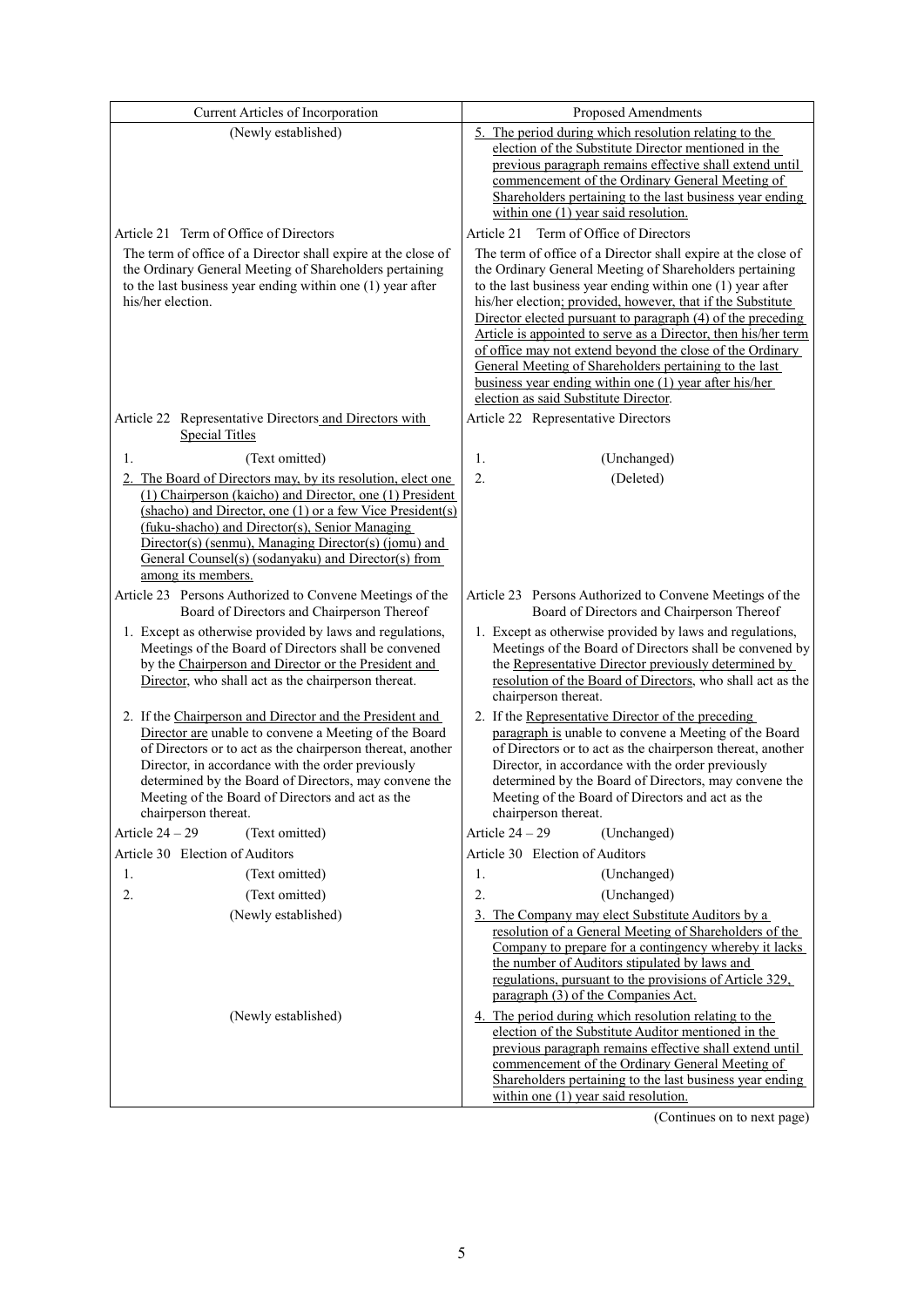| Current Articles of Incorporation | Proposed Amendments |
|---|---|
| (Newly established) | 5. The period during which resolution relating to the election of the Substitute Director mentioned in the previous paragraph remains effective shall extend until commencement of the Ordinary General Meeting of Shareholders pertaining to the last business year ending within one (1) year said resolution. |
| Article 21 Term of Office of Directors<br>The term of office of a Director shall expire at the close of the Ordinary General Meeting of Shareholders pertaining to the last business year ending within one (1) year after his/her election. | Article 21 Term of Office of Directors<br>The term of office of a Director shall expire at the close of the Ordinary General Meeting of Shareholders pertaining to the last business year ending within one (1) year after his/her election; provided, however, that if the Substitute Director elected pursuant to paragraph (4) of the preceding Article is appointed to serve as a Director, then his/her term of office may not extend beyond the close of the Ordinary General Meeting of Shareholders pertaining to the last business year ending within one (1) year after his/her election as said Substitute Director. |
| Article 22 Representative Directors and Directors with Special Titles | Article 22 Representative Directors |
| 1. (Text omitted) | 1. (Unchanged) |
| 2. The Board of Directors may, by its resolution, elect one (1) Chairperson (kaicho) and Director, one (1) President (shacho) and Director, one (1) or a few Vice President(s) (fuku-shacho) and Director(s), Senior Managing Director(s) (senmu), Managing Director(s) (jomu) and General Counsel(s) (sodanyaku) and Director(s) from among its members. | 2. (Deleted) |
| Article 23 Persons Authorized to Convene Meetings of the Board of Directors and Chairperson Thereof | Article 23 Persons Authorized to Convene Meetings of the Board of Directors and Chairperson Thereof |
| 1. Except as otherwise provided by laws and regulations, Meetings of the Board of Directors shall be convened by the Chairperson and Director or the President and Director, who shall act as the chairperson thereat. | 1. Except as otherwise provided by laws and regulations, Meetings of the Board of Directors shall be convened by the Representative Director previously determined by resolution of the Board of Directors, who shall act as the chairperson thereat. |
| 2. If the Chairperson and Director and the President and Director are unable to convene a Meeting of the Board of Directors or to act as the chairperson thereat, another Director, in accordance with the order previously determined by the Board of Directors, may convene the Meeting of the Board of Directors and act as the chairperson thereat. | 2. If the Representative Director of the preceding paragraph is unable to convene a Meeting of the Board of Directors or to act as the chairperson thereat, another Director, in accordance with the order previously determined by the Board of Directors, may convene the Meeting of the Board of Directors and act as the chairperson thereat. |
| Article 24 – 29 (Text omitted) | Article 24 – 29 (Unchanged) |
| Article 30 Election of Auditors | Article 30 Election of Auditors |
| 1. (Text omitted) | 1. (Unchanged) |
| 2. (Text omitted) | 2. (Unchanged) |
| (Newly established) | 3. The Company may elect Substitute Auditors by a resolution of a General Meeting of Shareholders of the Company to prepare for a contingency whereby it lacks the number of Auditors stipulated by laws and regulations, pursuant to the provisions of Article 329, paragraph (3) of the Companies Act. |
| (Newly established) | 4. The period during which resolution relating to the election of the Substitute Auditor mentioned in the previous paragraph remains effective shall extend until commencement of the Ordinary General Meeting of Shareholders pertaining to the last business year ending within one (1) year said resolution. |

(Continues on to next page)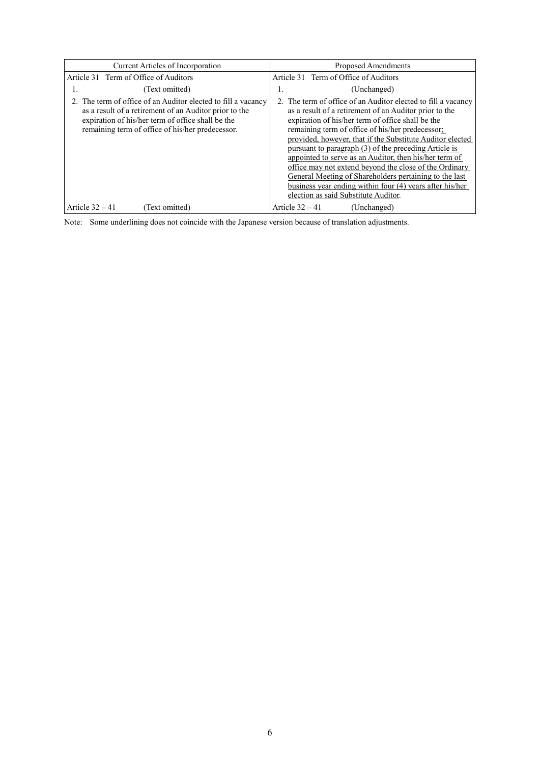| Current Articles of Incorporation | Proposed Amendments |
|---|---|
| Article 31 Term of Office of Auditors | Article 31 Term of Office of Auditors |
| 1. (Text omitted) | 1. (Unchanged) |
| 2. The term of office of an Auditor elected to fill a vacancy as a result of a retirement of an Auditor prior to the expiration of his/her term of office shall be the remaining term of office of his/her predecessor. | 2. The term of office of an Auditor elected to fill a vacancy as a result of a retirement of an Auditor prior to the expiration of his/her term of office shall be the remaining term of office of his/her predecessor<u>; provided, however, that if the Substitute Auditor elected pursuant to paragraph (3) of the preceding Article is appointed to serve as an Auditor, then his/her term of office may not extend beyond the close of the Ordinary General Meeting of Shareholders pertaining to the last business year ending within four (4) years after his/her election as said Substitute Auditor</u>. |
| Article 32 – 41 (Text omitted) | Article 32 – 41 (Unchanged) |

Note: Some underlining does not coincide with the Japanese version because of translation adjustments.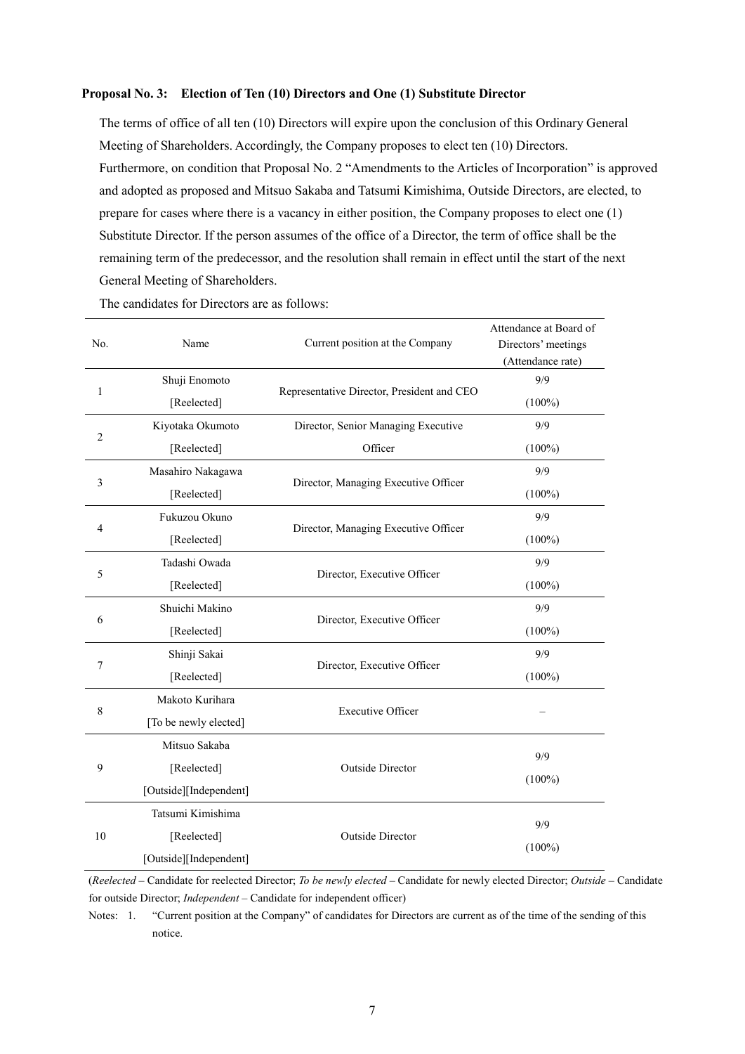**Proposal No. 3: Election of Ten (10) Directors and One (1) Substitute Director**

The terms of office of all ten (10) Directors will expire upon the conclusion of this Ordinary General Meeting of Shareholders. Accordingly, the Company proposes to elect ten (10) Directors. Furthermore, on condition that Proposal No. 2 "Amendments to the Articles of Incorporation" is approved and adopted as proposed and Mitsuo Sakaba and Tatsumi Kimishima, Outside Directors, are elected, to prepare for cases where there is a vacancy in either position, the Company proposes to elect one (1) Substitute Director. If the person assumes of the office of a Director, the term of office shall be the remaining term of the predecessor, and the resolution shall remain in effect until the start of the next General Meeting of Shareholders.

The candidates for Directors are as follows:

| No. | Name | Current position at the Company | Attendance at Board of Directors' meetings (Attendance rate) |
|---|---|---|---|
| 1 | Shuji Enomoto [Reelected] | Representative Director, President and CEO | 9/9 (100%) |
| 2 | Kiyotaka Okumoto [Reelected] | Director, Senior Managing Executive Officer | 9/9 (100%) |
| 3 | Masahiro Nakagawa [Reelected] | Director, Managing Executive Officer | 9/9 (100%) |
| 4 | Fukuzou Okuno [Reelected] | Director, Managing Executive Officer | 9/9 (100%) |
| 5 | Tadashi Owada [Reelected] | Director, Executive Officer | 9/9 (100%) |
| 6 | Shuichi Makino [Reelected] | Director, Executive Officer | 9/9 (100%) |
| 7 | Shinji Sakai [Reelected] | Director, Executive Officer | 9/9 (100%) |
| 8 | Makoto Kurihara [To be newly elected] | Executive Officer | – |
| 9 | Mitsuo Sakaba [Reelected] [Outside][Independent] | Outside Director | 9/9 (100%) |
| 10 | Tatsumi Kimishima [Reelected] [Outside][Independent] | Outside Director | 9/9 (100%) |

(*Reelected* – Candidate for reelected Director; *To be newly elected* – Candidate for newly elected Director; *Outside* – Candidate for outside Director; *Independent* – Candidate for independent officer)

Notes: 1. "Current position at the Company" of candidates for Directors are current as of the time of the sending of this notice.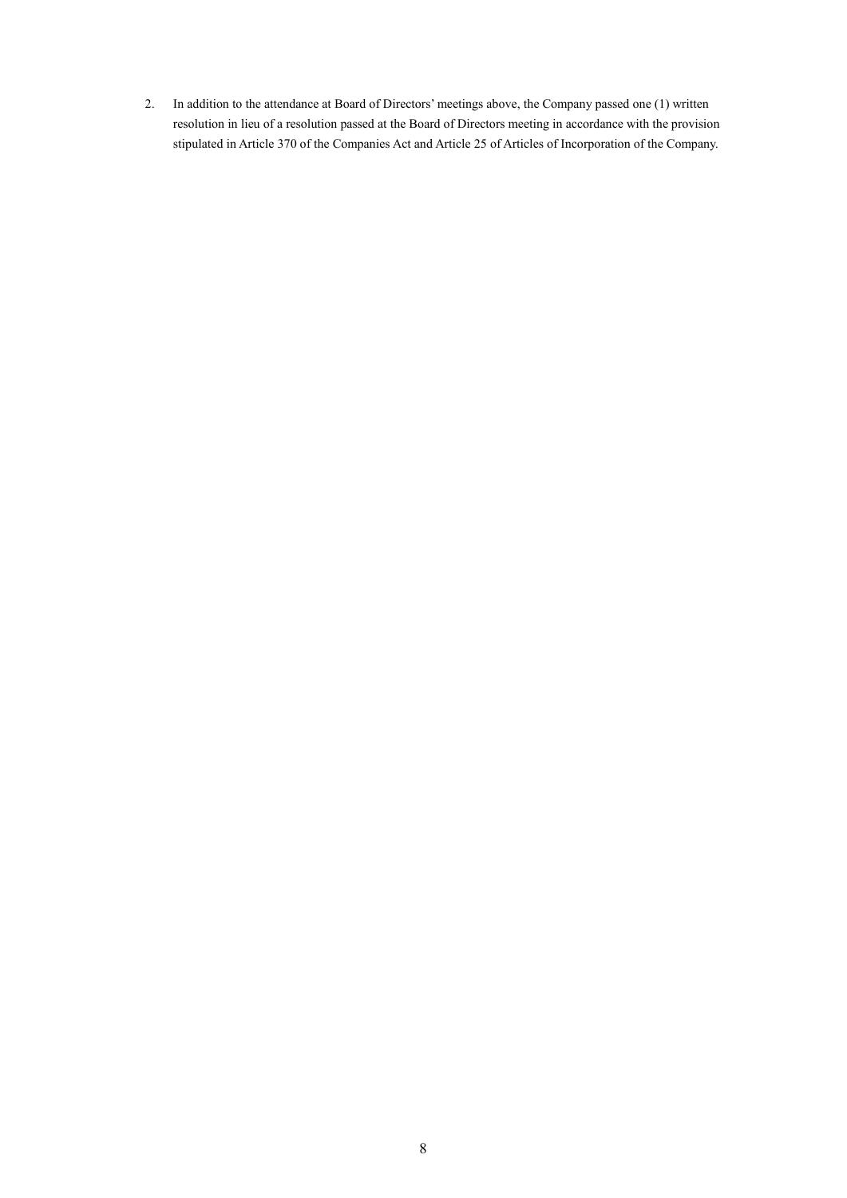2. In addition to the attendance at Board of Directors' meetings above, the Company passed one (1) written resolution in lieu of a resolution passed at the Board of Directors meeting in accordance with the provision stipulated in Article 370 of the Companies Act and Article 25 of Articles of Incorporation of the Company.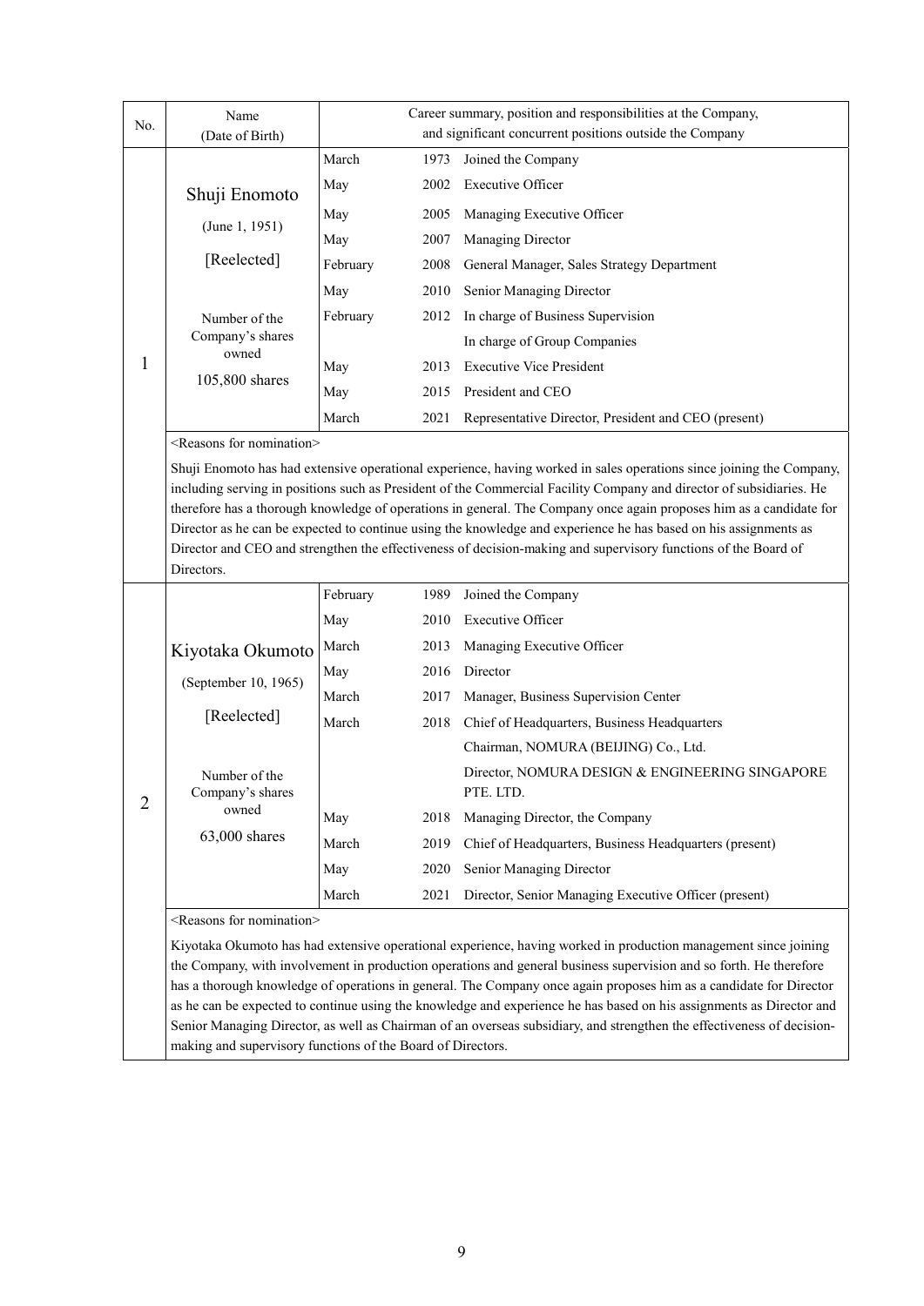| No. | Name (Date of Birth) | Career summary, position and responsibilities at the Company, and significant concurrent positions outside the Company | | |
|---|---|---|---|---|
| 1 | Shuji Enomoto<br>(June 1, 1951)<br>[Reelected]<br><br>Number of the Company's shares owned<br>105,800 shares | March | 1973 | Joined the Company |
| | | May | 2002 | Executive Officer |
| | | May | 2005 | Managing Executive Officer |
| | | May | 2007 | Managing Director |
| | | February | 2008 | General Manager, Sales Strategy Department |
| | | May | 2010 | Senior Managing Director |
| | | February | 2012 | In charge of Business Supervision<br>In charge of Group Companies |
| | | May | 2013 | Executive Vice President |
| | | May | 2015 | President and CEO |
| | | March | 2021 | Representative Director, President and CEO (present) |
| | <Reasons for nomination><br>Shuji Enomoto has had extensive operational experience, having worked in sales operations since joining the Company, including serving in positions such as President of the Commercial Facility Company and director of subsidiaries. He therefore has a thorough knowledge of operations in general. The Company once again proposes him as a candidate for Director as he can be expected to continue using the knowledge and experience he has based on his assignments as Director and CEO and strengthen the effectiveness of decision-making and supervisory functions of the Board of Directors. | | | |
| 2 | Kiyotaka Okumoto<br>(September 10, 1965)<br>[Reelected]<br><br>Number of the Company's shares owned<br>63,000 shares | February | 1989 | Joined the Company |
| | | May | 2010 | Executive Officer |
| | | March | 2013 | Managing Executive Officer |
| | | May | 2016 | Director |
| | | March | 2017 | Manager, Business Supervision Center |
| | | March | 2018 | Chief of Headquarters, Business Headquarters<br>Chairman, NOMURA (BEIJING) Co., Ltd.<br>Director, NOMURA DESIGN & ENGINEERING SINGAPORE PTE. LTD. |
| | | May | 2018 | Managing Director, the Company |
| | | March | 2019 | Chief of Headquarters, Business Headquarters (present) |
| | | May | 2020 | Senior Managing Director |
| | | March | 2021 | Director, Senior Managing Executive Officer (present) |
| | <Reasons for nomination><br>Kiyotaka Okumoto has had extensive operational experience, having worked in production management since joining the Company, with involvement in production operations and general business supervision and so forth. He therefore has a thorough knowledge of operations in general. The Company once again proposes him as a candidate for Director as he can be expected to continue using the knowledge and experience he has based on his assignments as Director and Senior Managing Director, as well as Chairman of an overseas subsidiary, and strengthen the effectiveness of decision-making and supervisory functions of the Board of Directors. | | | |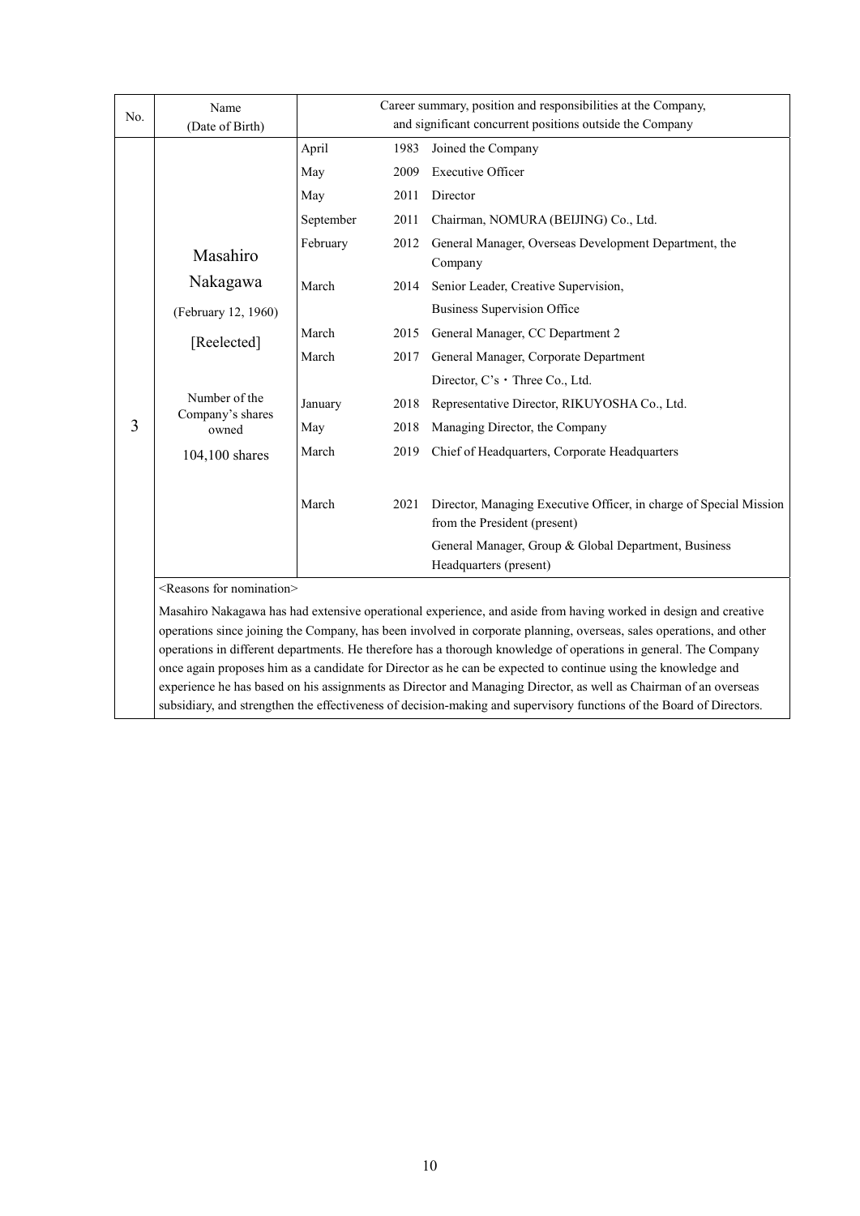| No. | Name (Date of Birth) | Career summary, position and responsibilities at the Company, and significant concurrent positions outside the Company | | |
|---|---|---|---|---|
| 3 | Masahiro Nakagawa (February 12, 1960) [Reelected] Number of the Company's shares owned 104,100 shares | April | 1983 | Joined the Company |
| | | May | 2009 | Executive Officer |
| | | May | 2011 | Director |
| | | September | 2011 | Chairman, NOMURA (BEIJING) Co., Ltd. |
| | | February | 2012 | General Manager, Overseas Development Department, the Company |
| | | March | 2014 | Senior Leader, Creative Supervision, Business Supervision Office |
| | | March | 2015 | General Manager, CC Department 2 |
| | | March | 2017 | General Manager, Corporate Department Director, C's・Three Co., Ltd. |
| | | January | 2018 | Representative Director, RIKUYOSHA Co., Ltd. |
| | | May | 2018 | Managing Director, the Company |
| | | March | 2019 | Chief of Headquarters, Corporate Headquarters |
| | | March | 2021 | Director, Managing Executive Officer, in charge of Special Mission from the President (present) General Manager, Group & Global Department, Business Headquarters (present) |

<Reasons for nomination>

Masahiro Nakagawa has had extensive operational experience, and aside from having worked in design and creative operations since joining the Company, has been involved in corporate planning, overseas, sales operations, and other operations in different departments. He therefore has a thorough knowledge of operations in general. The Company once again proposes him as a candidate for Director as he can be expected to continue using the knowledge and experience he has based on his assignments as Director and Managing Director, as well as Chairman of an overseas subsidiary, and strengthen the effectiveness of decision-making and supervisory functions of the Board of Directors.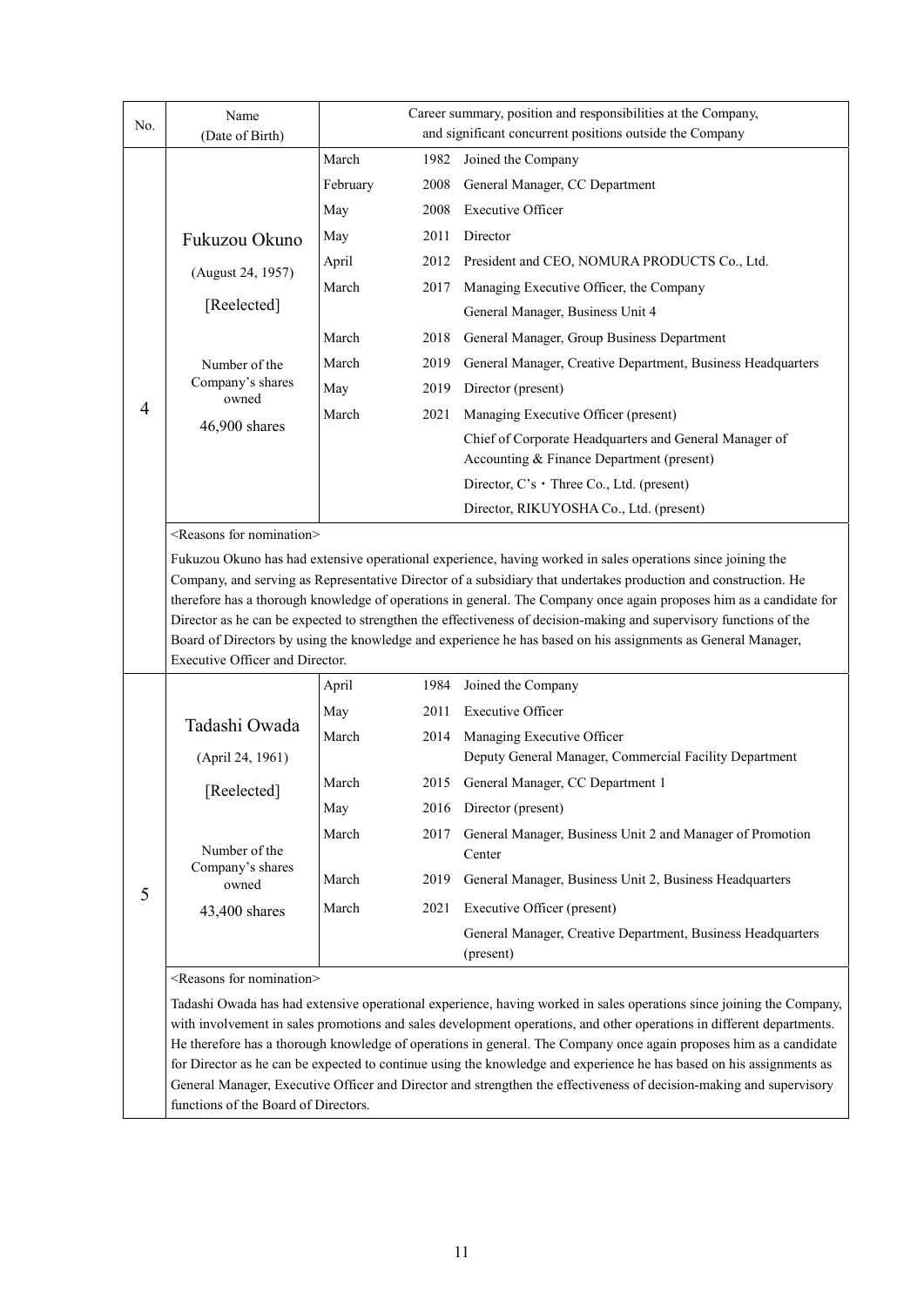| No. | Name (Date of Birth) | Career summary, position and responsibilities at the Company, and significant concurrent positions outside the Company | | |
|---|---|---|---|---|
| 4 | Fukuzou Okuno (August 24, 1957) [Reelected] Number of the Company's shares owned 46,900 shares | March | 1982 | Joined the Company |
| | | February | 2008 | General Manager, CC Department |
| | | May | 2008 | Executive Officer |
| | | May | 2011 | Director |
| | | April | 2012 | President and CEO, NOMURA PRODUCTS Co., Ltd. |
| | | March | 2017 | Managing Executive Officer, the Company<br>General Manager, Business Unit 4 |
| | | March | 2018 | General Manager, Group Business Department |
| | | March | 2019 | General Manager, Creative Department, Business Headquarters |
| | | May | 2019 | Director (present) |
| | | March | 2021 | Managing Executive Officer (present)<br>Chief of Corporate Headquarters and General Manager of Accounting & Finance Department (present)<br>Director, C's・Three Co., Ltd. (present)<br>Director, RIKUYOSHA Co., Ltd. (present) |
| | <Reasons for nomination><br>Fukuzou Okuno has had extensive operational experience, having worked in sales operations since joining the Company, and serving as Representative Director of a subsidiary that undertakes production and construction. He therefore has a thorough knowledge of operations in general. The Company once again proposes him as a candidate for Director as he can be expected to strengthen the effectiveness of decision-making and supervisory functions of the Board of Directors by using the knowledge and experience he has based on his assignments as General Manager, Executive Officer and Director. | | | |
| 5 | Tadashi Owada (April 24, 1961) [Reelected] Number of the Company's shares owned 43,400 shares | April | 1984 | Joined the Company |
| | | May | 2011 | Executive Officer |
| | | March | 2014 | Managing Executive Officer<br>Deputy General Manager, Commercial Facility Department |
| | | March | 2015 | General Manager, CC Department 1 |
| | | May | 2016 | Director (present) |
| | | March | 2017 | General Manager, Business Unit 2 and Manager of Promotion Center |
| | | March | 2019 | General Manager, Business Unit 2, Business Headquarters |
| | | March | 2021 | Executive Officer (present)<br>General Manager, Creative Department, Business Headquarters (present) |
| | <Reasons for nomination><br>Tadashi Owada has had extensive operational experience, having worked in sales operations since joining the Company, with involvement in sales promotions and sales development operations, and other operations in different departments. He therefore has a thorough knowledge of operations in general. The Company once again proposes him as a candidate for Director as he can be expected to continue using the knowledge and experience he has based on his assignments as General Manager, Executive Officer and Director and strengthen the effectiveness of decision-making and supervisory functions of the Board of Directors. | | | |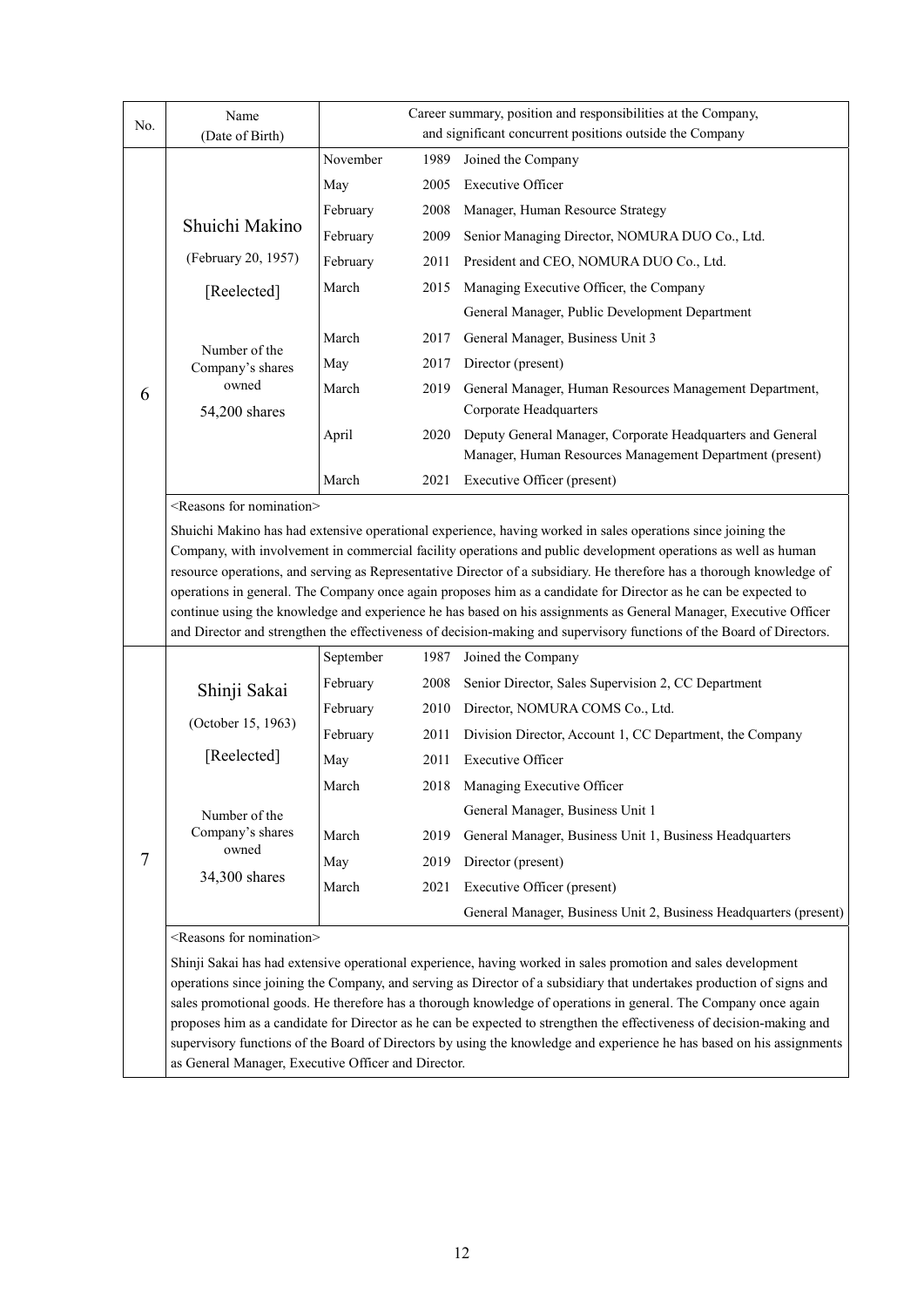| No. | Name (Date of Birth) | Career summary, position and responsibilities at the Company, and significant concurrent positions outside the Company | | |
|---|---|---|---|---|
| 6 | Shuichi Makino<br>(February 20, 1957)<br>[Reelected]<br><br>Number of the Company's shares owned<br>54,200 shares | November | 1989 | Joined the Company |
| | | May | 2005 | Executive Officer |
| | | February | 2008 | Manager, Human Resource Strategy |
| | | February | 2009 | Senior Managing Director, NOMURA DUO Co., Ltd. |
| | | February | 2011 | President and CEO, NOMURA DUO Co., Ltd. |
| | | March | 2015 | Managing Executive Officer, the Company<br>General Manager, Public Development Department |
| | | March | 2017 | General Manager, Business Unit 3 |
| | | May | 2017 | Director (present) |
| | | March | 2019 | General Manager, Human Resources Management Department, Corporate Headquarters |
| | | April | 2020 | Deputy General Manager, Corporate Headquarters and General Manager, Human Resources Management Department (present) |
| | | March | 2021 | Executive Officer (present) |
| | <Reasons for nomination><br>Shuichi Makino has had extensive operational experience, having worked in sales operations since joining the Company, with involvement in commercial facility operations and public development operations as well as human resource operations, and serving as Representative Director of a subsidiary. He therefore has a thorough knowledge of operations in general. The Company once again proposes him as a candidate for Director as he can be expected to continue using the knowledge and experience he has based on his assignments as General Manager, Executive Officer and Director and strengthen the effectiveness of decision-making and supervisory functions of the Board of Directors. | | | |
| 7 | Shinji Sakai<br>(October 15, 1963)<br>[Reelected]<br><br>Number of the Company's shares owned<br>34,300 shares | September | 1987 | Joined the Company |
| | | February | 2008 | Senior Director, Sales Supervision 2, CC Department |
| | | February | 2010 | Director, NOMURA COMS Co., Ltd. |
| | | February | 2011 | Division Director, Account 1, CC Department, the Company |
| | | May | 2011 | Executive Officer |
| | | March | 2018 | Managing Executive Officer<br>General Manager, Business Unit 1 |
| | | March | 2019 | General Manager, Business Unit 1, Business Headquarters |
| | | May | 2019 | Director (present) |
| | | March | 2021 | Executive Officer (present)<br>General Manager, Business Unit 2, Business Headquarters (present) |
| | <Reasons for nomination><br>Shinji Sakai has had extensive operational experience, having worked in sales promotion and sales development operations since joining the Company, and serving as Director of a subsidiary that undertakes production of signs and sales promotional goods. He therefore has a thorough knowledge of operations in general. The Company once again proposes him as a candidate for Director as he can be expected to strengthen the effectiveness of decision-making and supervisory functions of the Board of Directors by using the knowledge and experience he has based on his assignments as General Manager, Executive Officer and Director. | | | |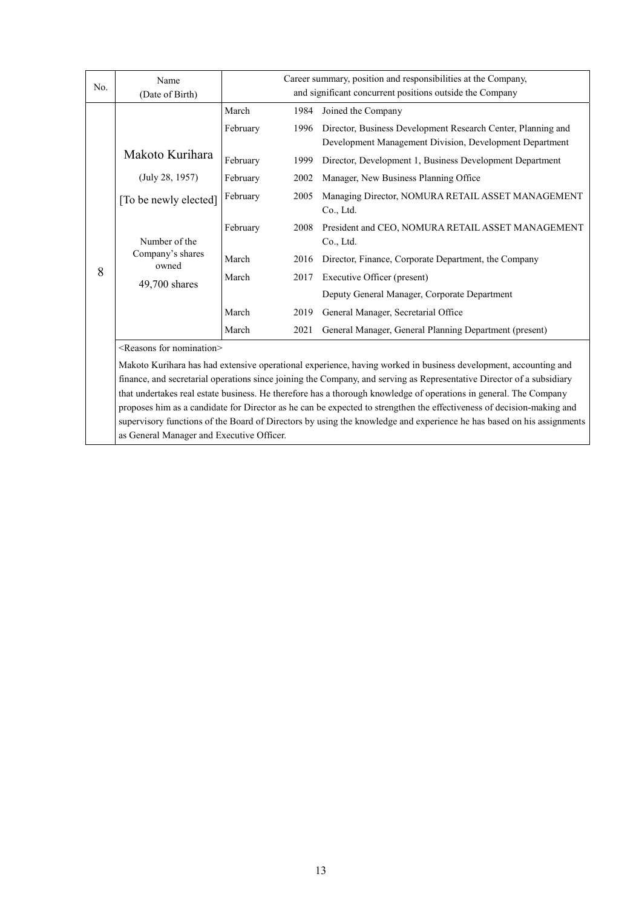| No. | Name (Date of Birth) | Career summary, position and responsibilities at the Company, and significant concurrent positions outside the Company | | |
|---|---|---|---|---|
| 8 | Makoto Kurihara (July 28, 1957) [To be newly elected] Number of the Company's shares owned 49,700 shares | March | 1984 | Joined the Company |
| | | February | 1996 | Director, Business Development Research Center, Planning and Development Management Division, Development Department |
| | | February | 1999 | Director, Development 1, Business Development Department |
| | | February | 2002 | Manager, New Business Planning Office |
| | | February | 2005 | Managing Director, NOMURA RETAIL ASSET MANAGEMENT Co., Ltd. |
| | | February | 2008 | President and CEO, NOMURA RETAIL ASSET MANAGEMENT Co., Ltd. |
| | | March | 2016 | Director, Finance, Corporate Department, the Company |
| | | March | 2017 | Executive Officer (present) |
| | | | | Deputy General Manager, Corporate Department |
| | | March | 2019 | General Manager, Secretarial Office |
| | | March | 2021 | General Manager, General Planning Department (present) |

<Reasons for nomination>

Makoto Kurihara has had extensive operational experience, having worked in business development, accounting and finance, and secretarial operations since joining the Company, and serving as Representative Director of a subsidiary that undertakes real estate business. He therefore has a thorough knowledge of operations in general. The Company proposes him as a candidate for Director as he can be expected to strengthen the effectiveness of decision-making and supervisory functions of the Board of Directors by using the knowledge and experience he has based on his assignments as General Manager and Executive Officer.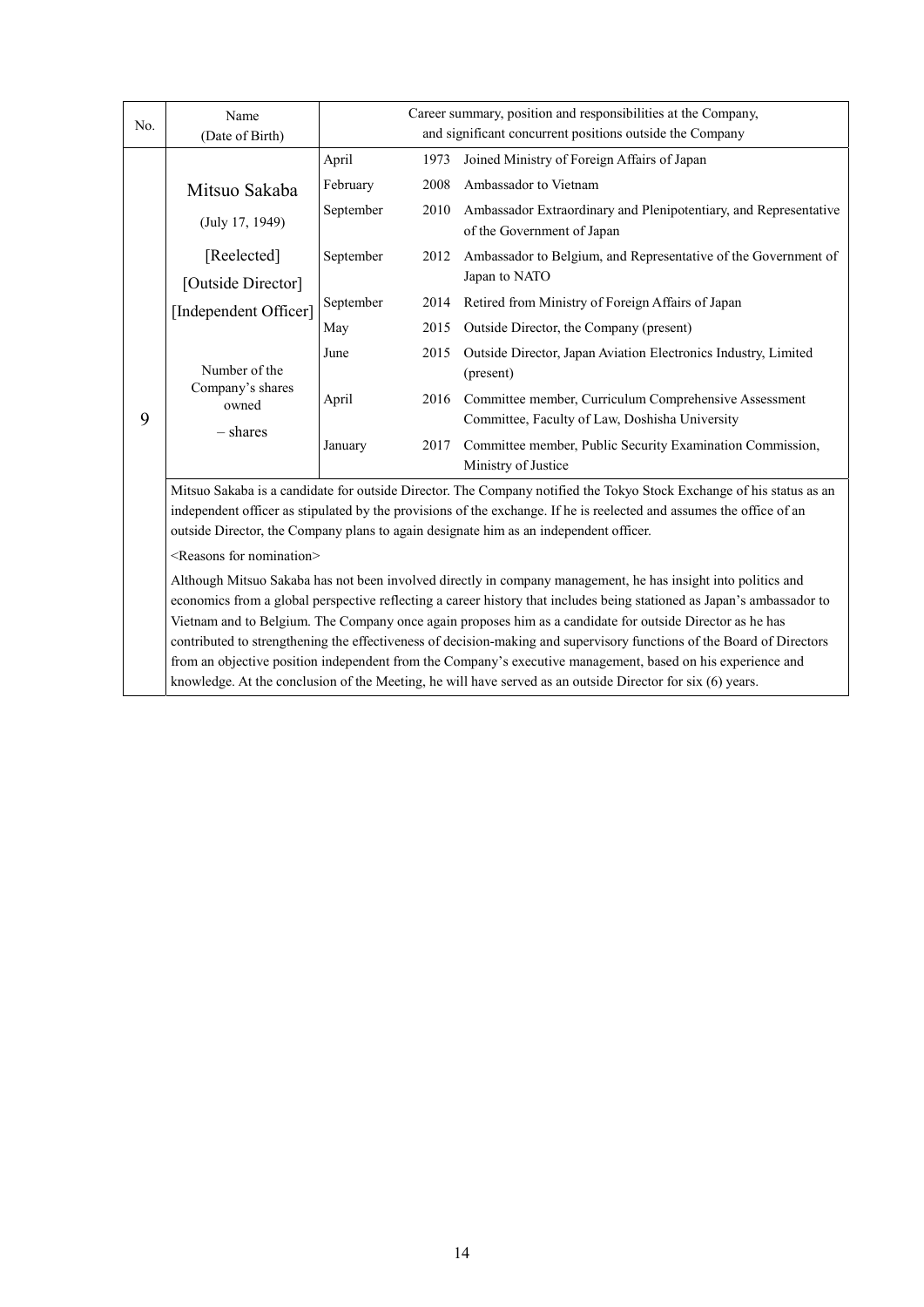| No. | Name (Date of Birth) | Career summary, position and responsibilities at the Company, and significant concurrent positions outside the Company | | |
|---|---|---|---|---|
| 9 | Mitsuo Sakaba<br>(July 17, 1949)<br>[Reelected]<br>[Outside Director]<br>[Independent Officer]<br><br>Number of the Company's shares owned<br>– shares | April | 1973 | Joined Ministry of Foreign Affairs of Japan |
| | | February | 2008 | Ambassador to Vietnam |
| | | September | 2010 | Ambassador Extraordinary and Plenipotentiary, and Representative of the Government of Japan |
| | | September | 2012 | Ambassador to Belgium, and Representative of the Government of Japan to NATO |
| | | September | 2014 | Retired from Ministry of Foreign Affairs of Japan |
| | | May | 2015 | Outside Director, the Company (present) |
| | | June | 2015 | Outside Director, Japan Aviation Electronics Industry, Limited (present) |
| | | April | 2016 | Committee member, Curriculum Comprehensive Assessment Committee, Faculty of Law, Doshisha University |
| | | January | 2017 | Committee member, Public Security Examination Commission, Ministry of Justice |

Mitsuo Sakaba is a candidate for outside Director. The Company notified the Tokyo Stock Exchange of his status as an independent officer as stipulated by the provisions of the exchange. If he is reelected and assumes the office of an outside Director, the Company plans to again designate him as an independent officer.

<Reasons for nomination>

Although Mitsuo Sakaba has not been involved directly in company management, he has insight into politics and economics from a global perspective reflecting a career history that includes being stationed as Japan's ambassador to Vietnam and to Belgium. The Company once again proposes him as a candidate for outside Director as he has contributed to strengthening the effectiveness of decision-making and supervisory functions of the Board of Directors from an objective position independent from the Company's executive management, based on his experience and knowledge. At the conclusion of the Meeting, he will have served as an outside Director for six (6) years.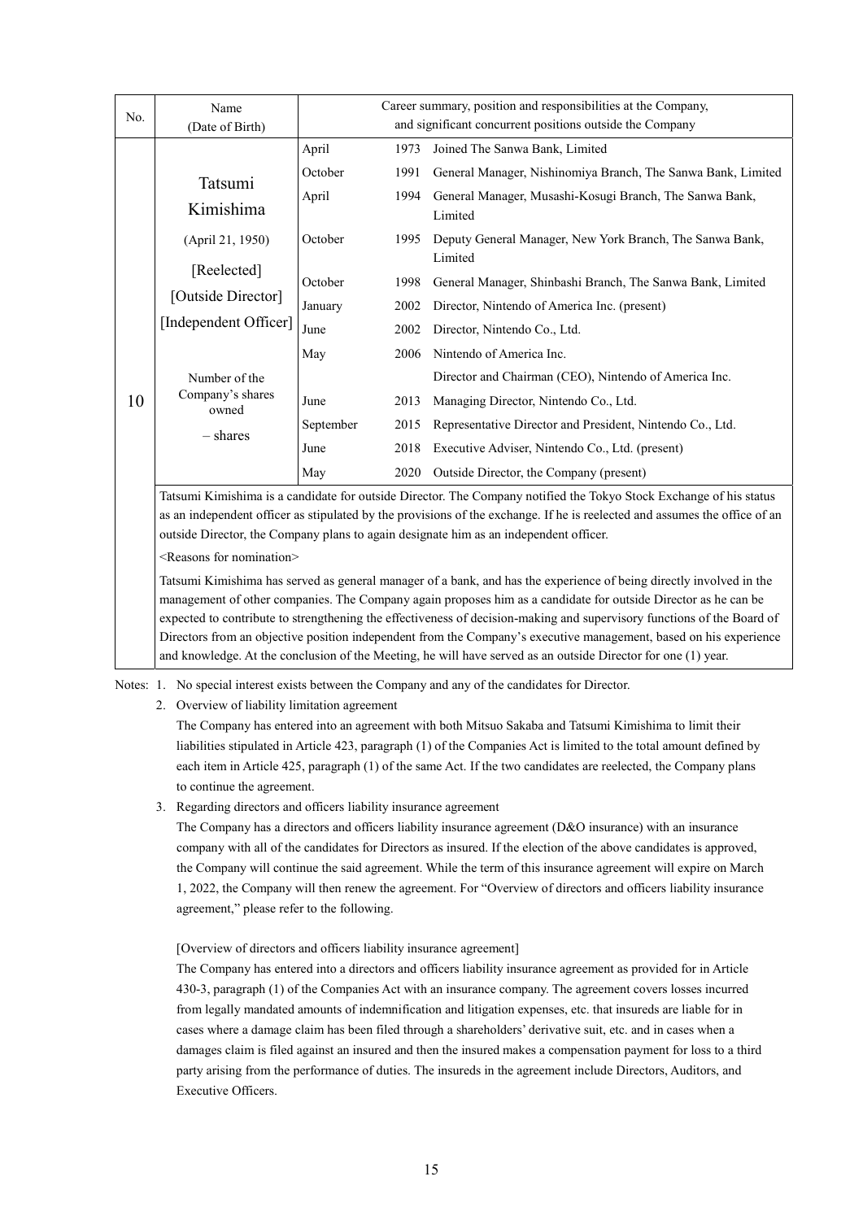| No. | Name (Date of Birth) | Career summary, position and responsibilities at the Company, and significant concurrent positions outside the Company | | |
|---|---|---|---|---|
| 10 | Tatsumi Kimishima<br>(April 21, 1950)<br>[Reelected]<br>[Outside Director]<br>[Independent Officer]<br><br>Number of the Company's shares owned<br>– shares | April | 1973 | Joined The Sanwa Bank, Limited |
| | | October | 1991 | General Manager, Nishinomiya Branch, The Sanwa Bank, Limited |
| | | April | 1994 | General Manager, Musashi-Kosugi Branch, The Sanwa Bank, Limited |
| | | October | 1995 | Deputy General Manager, New York Branch, The Sanwa Bank, Limited |
| | | October | 1998 | General Manager, Shinbashi Branch, The Sanwa Bank, Limited |
| | | January | 2002 | Director, Nintendo of America Inc. (present) |
| | | June | 2002 | Director, Nintendo Co., Ltd. |
| | | May | 2006 | Nintendo of America Inc.<br>Director and Chairman (CEO), Nintendo of America Inc. |
| | | June | 2013 | Managing Director, Nintendo Co., Ltd. |
| | | September | 2015 | Representative Director and President, Nintendo Co., Ltd. |
| | | June | 2018 | Executive Adviser, Nintendo Co., Ltd. (present) |
| | | May | 2020 | Outside Director, the Company (present) |
| | Tatsumi Kimishima is a candidate for outside Director. The Company notified the Tokyo Stock Exchange of his status as an independent officer as stipulated by the provisions of the exchange. If he is reelected and assumes the office of an outside Director, the Company plans to again designate him as an independent officer.<br><Reasons for nomination><br>Tatsumi Kimishima has served as general manager of a bank, and has the experience of being directly involved in the management of other companies. The Company again proposes him as a candidate for outside Director as he can be expected to contribute to strengthening the effectiveness of decision-making and supervisory functions of the Board of Directors from an objective position independent from the Company's executive management, based on his experience and knowledge. At the conclusion of the Meeting, he will have served as an outside Director for one (1) year. | | | |

Notes: 1. No special interest exists between the Company and any of the candidates for Director.

2. Overview of liability limitation agreement

   The Company has entered into an agreement with both Mitsuo Sakaba and Tatsumi Kimishima to limit their liabilities stipulated in Article 423, paragraph (1) of the Companies Act is limited to the total amount defined by each item in Article 425, paragraph (1) of the same Act. If the two candidates are reelected, the Company plans to continue the agreement.

3. Regarding directors and officers liability insurance agreement

   The Company has a directors and officers liability insurance agreement (D&O insurance) with an insurance company with all of the candidates for Directors as insured. If the election of the above candidates is approved, the Company will continue the said agreement. While the term of this insurance agreement will expire on March 1, 2022, the Company will then renew the agreement. For "Overview of directors and officers liability insurance agreement," please refer to the following.

   [Overview of directors and officers liability insurance agreement]

   The Company has entered into a directors and officers liability insurance agreement as provided for in Article 430-3, paragraph (1) of the Companies Act with an insurance company. The agreement covers losses incurred from legally mandated amounts of indemnification and litigation expenses, etc. that insureds are liable for in cases where a damage claim has been filed through a shareholders' derivative suit, etc. and in cases when a damages claim is filed against an insured and then the insured makes a compensation payment for loss to a third party arising from the performance of duties. The insureds in the agreement include Directors, Auditors, and Executive Officers.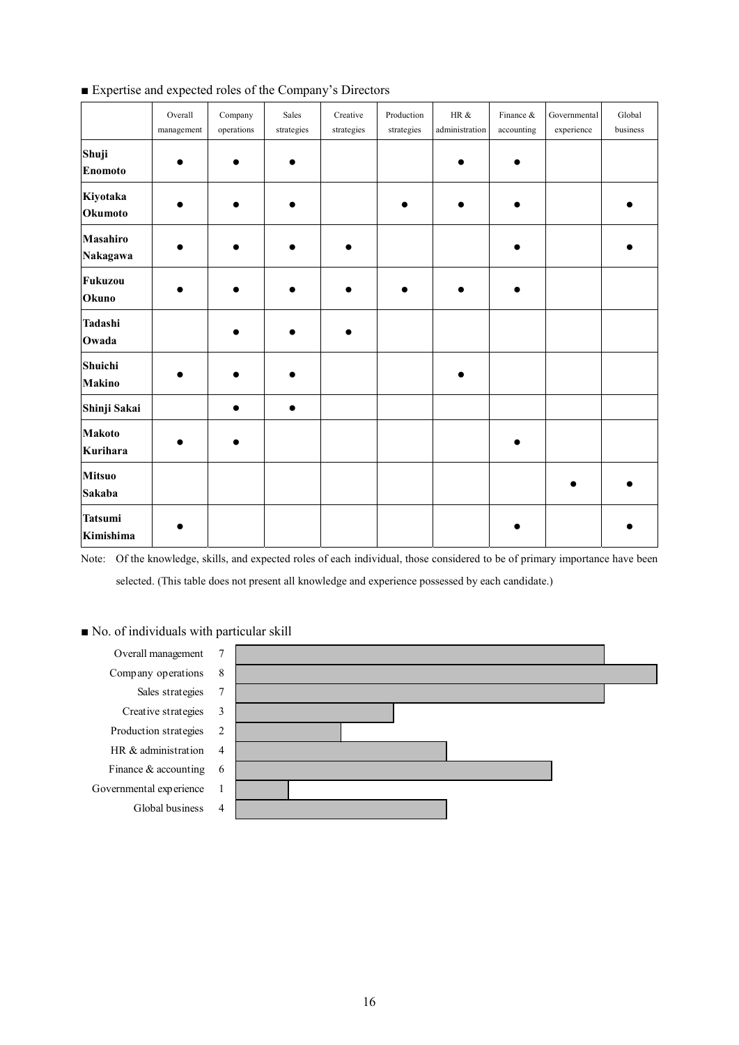■ Expertise and expected roles of the Company's Directors

| | Overall management | Company operations | Sales strategies | Creative strategies | Production strategies | HR & administration | Finance & accounting | Governmental experience | Global business |
|---|---|---|---|---|---|---|---|---|---|
| **Shuji Enomoto** | ● | ● | ● | | | ● | ● | | |
| **Kiyotaka Okumoto** | ● | ● | ● | | ● | ● | ● | | ● |
| **Masahiro Nakagawa** | ● | ● | ● | ● | | | ● | | ● |
| **Fukuzou Okuno** | ● | ● | ● | ● | ● | ● | ● | | |
| **Tadashi Owada** | | ● | ● | ● | | | | | |
| **Shuichi Makino** | ● | ● | ● | | | ● | | | |
| **Shinji Sakai** | | ● | ● | | | | | | |
| **Makoto Kurihara** | ● | ● | | | | | ● | | |
| **Mitsuo Sakaba** | | | | | | | | ● | ● |
| **Tatsumi Kimishima** | ● | | | | | | ● | | ● |

Note: Of the knowledge, skills, and expected roles of each individual, those considered to be of primary importance have been selected. (This table does not present all knowledge and experience possessed by each candidate.)

■ No. of individuals with particular skill

| Skill | No. |
|---|---|
| Overall management | 7 |
| Company operations | 8 |
| Sales strategies | 7 |
| Creative strategies | 3 |
| Production strategies | 2 |
| HR & administration | 4 |
| Finance & accounting | 6 |
| Governmental experience | 1 |
| Global business | 4 |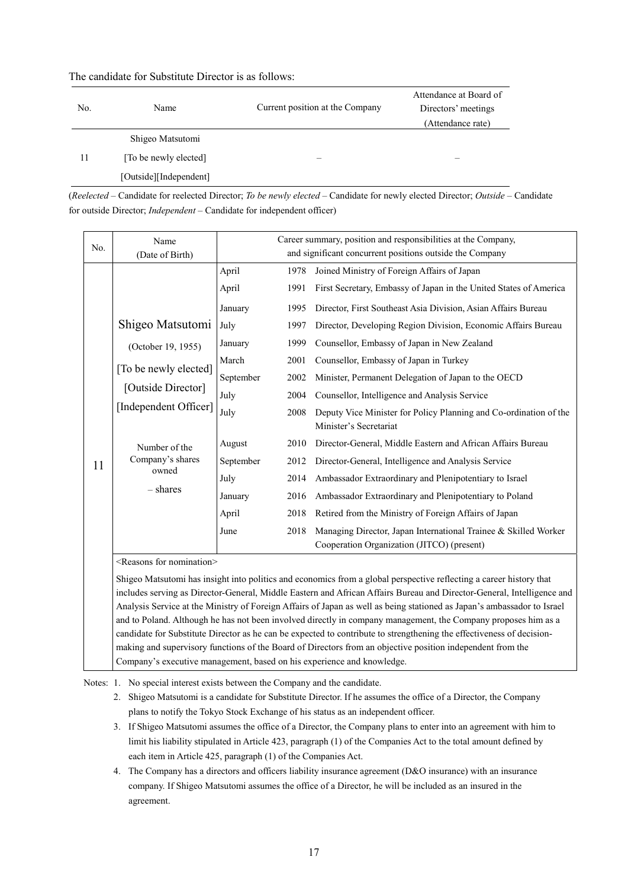The candidate for Substitute Director is as follows:

| No. | Name | Current position at the Company | Attendance at Board of Directors' meetings (Attendance rate) |
|---|---|---|---|
| 11 | Shigeo Matsutomi [To be newly elected] [Outside][Independent] | – | – |

(*Reelected* – Candidate for reelected Director; *To be newly elected* – Candidate for newly elected Director; *Outside* – Candidate for outside Director; *Independent* – Candidate for independent officer)

| No. | Name (Date of Birth) | Career summary, position and responsibilities at the Company, and significant concurrent positions outside the Company | | |
|---|---|---|---|---|
| 11 | Shigeo Matsutomi (October 19, 1955) [To be newly elected] [Outside Director] [Independent Officer] Number of the Company's shares owned – shares | April | 1978 | Joined Ministry of Foreign Affairs of Japan |
| | | April | 1991 | First Secretary, Embassy of Japan in the United States of America |
| | | January | 1995 | Director, First Southeast Asia Division, Asian Affairs Bureau |
| | | July | 1997 | Director, Developing Region Division, Economic Affairs Bureau |
| | | January | 1999 | Counsellor, Embassy of Japan in New Zealand |
| | | March | 2001 | Counsellor, Embassy of Japan in Turkey |
| | | September | 2002 | Minister, Permanent Delegation of Japan to the OECD |
| | | July | 2004 | Counsellor, Intelligence and Analysis Service |
| | | July | 2008 | Deputy Vice Minister for Policy Planning and Co-ordination of the Minister's Secretariat |
| | | August | 2010 | Director-General, Middle Eastern and African Affairs Bureau |
| | | September | 2012 | Director-General, Intelligence and Analysis Service |
| | | July | 2014 | Ambassador Extraordinary and Plenipotentiary to Israel |
| | | January | 2016 | Ambassador Extraordinary and Plenipotentiary to Poland |
| | | April | 2018 | Retired from the Ministry of Foreign Affairs of Japan |
| | | June | 2018 | Managing Director, Japan International Trainee & Skilled Worker Cooperation Organization (JITCO) (present) |

<Reasons for nomination>

Shigeo Matsutomi has insight into politics and economics from a global perspective reflecting a career history that includes serving as Director-General, Middle Eastern and African Affairs Bureau and Director-General, Intelligence and Analysis Service at the Ministry of Foreign Affairs of Japan as well as being stationed as Japan's ambassador to Israel and to Poland. Although he has not been involved directly in company management, the Company proposes him as a candidate for Substitute Director as he can be expected to contribute to strengthening the effectiveness of decision-making and supervisory functions of the Board of Directors from an objective position independent from the Company's executive management, based on his experience and knowledge.

Notes:
1. No special interest exists between the Company and the candidate.
2. Shigeo Matsutomi is a candidate for Substitute Director. If he assumes the office of a Director, the Company plans to notify the Tokyo Stock Exchange of his status as an independent officer.
3. If Shigeo Matsutomi assumes the office of a Director, the Company plans to enter into an agreement with him to limit his liability stipulated in Article 423, paragraph (1) of the Companies Act to the total amount defined by each item in Article 425, paragraph (1) of the Companies Act.
4. The Company has a directors and officers liability insurance agreement (D&O insurance) with an insurance company. If Shigeo Matsutomi assumes the office of a Director, he will be included as an insured in the agreement.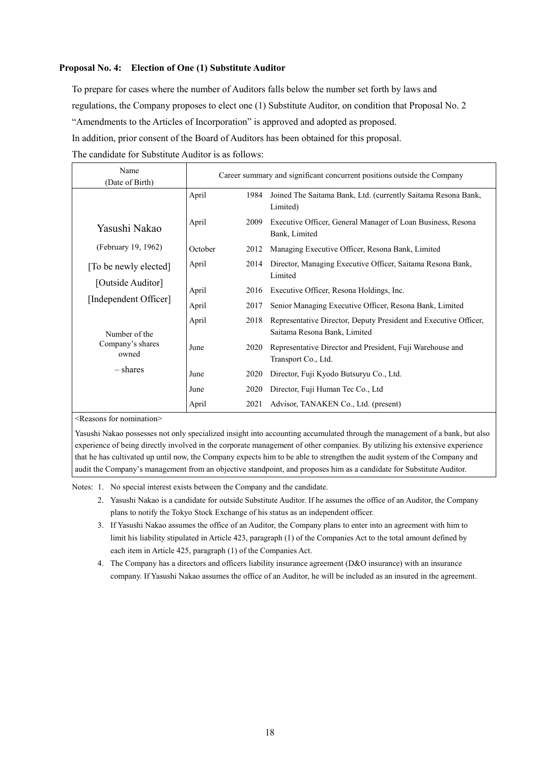**Proposal No. 4: Election of One (1) Substitute Auditor**

To prepare for cases where the number of Auditors falls below the number set forth by laws and regulations, the Company proposes to elect one (1) Substitute Auditor, on condition that Proposal No. 2 "Amendments to the Articles of Incorporation" is approved and adopted as proposed.

In addition, prior consent of the Board of Auditors has been obtained for this proposal.

The candidate for Substitute Auditor is as follows:

| Name (Date of Birth) | Career summary and significant concurrent positions outside the Company | | |
|---|---|---|---|
| Yasushi Nakao (February 19, 1962) [To be newly elected] [Outside Auditor] [Independent Officer] Number of the Company's shares owned – shares | April | 1984 | Joined The Saitama Bank, Ltd. (currently Saitama Resona Bank, Limited) |
| | April | 2009 | Executive Officer, General Manager of Loan Business, Resona Bank, Limited |
| | October | 2012 | Managing Executive Officer, Resona Bank, Limited |
| | April | 2014 | Director, Managing Executive Officer, Saitama Resona Bank, Limited |
| | April | 2016 | Executive Officer, Resona Holdings, Inc. |
| | April | 2017 | Senior Managing Executive Officer, Resona Bank, Limited |
| | April | 2018 | Representative Director, Deputy President and Executive Officer, Saitama Resona Bank, Limited |
| | June | 2020 | Representative Director and President, Fuji Warehouse and Transport Co., Ltd. |
| | June | 2020 | Director, Fuji Kyodo Butsuryu Co., Ltd. |
| | June | 2020 | Director, Fuji Human Tec Co., Ltd |
| | April | 2021 | Advisor, TANAKEN Co., Ltd. (present) |

<Reasons for nomination>

Yasushi Nakao possesses not only specialized insight into accounting accumulated through the management of a bank, but also experience of being directly involved in the corporate management of other companies. By utilizing his extensive experience that he has cultivated up until now, the Company expects him to be able to strengthen the audit system of the Company and audit the Company's management from an objective standpoint, and proposes him as a candidate for Substitute Auditor.

Notes: 1. No special interest exists between the Company and the candidate.

2. Yasushi Nakao is a candidate for outside Substitute Auditor. If he assumes the office of an Auditor, the Company plans to notify the Tokyo Stock Exchange of his status as an independent officer.
3. If Yasushi Nakao assumes the office of an Auditor, the Company plans to enter into an agreement with him to limit his liability stipulated in Article 423, paragraph (1) of the Companies Act to the total amount defined by each item in Article 425, paragraph (1) of the Companies Act.
4. The Company has a directors and officers liability insurance agreement (D&O insurance) with an insurance company. If Yasushi Nakao assumes the office of an Auditor, he will be included as an insured in the agreement.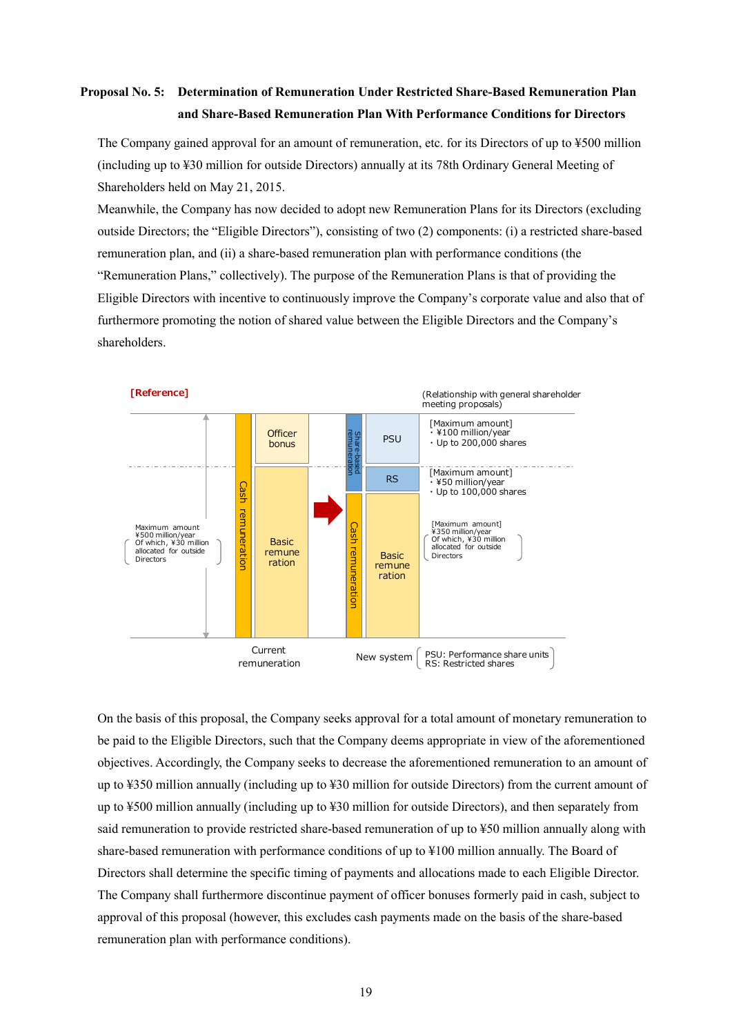## Proposal No. 5: Determination of Remuneration Under Restricted Share-Based Remuneration Plan and Share-Based Remuneration Plan With Performance Conditions for Directors

The Company gained approval for an amount of remuneration, etc. for its Directors of up to ¥500 million (including up to ¥30 million for outside Directors) annually at its 78th Ordinary General Meeting of Shareholders held on May 21, 2015.

Meanwhile, the Company has now decided to adopt new Remuneration Plans for its Directors (excluding outside Directors; the “Eligible Directors”), consisting of two (2) components: (i) a restricted share-based remuneration plan, and (ii) a share-based remuneration plan with performance conditions (the “Remuneration Plans,” collectively). The purpose of the Remuneration Plans is that of providing the Eligible Directors with incentive to continuously improve the Company’s corporate value and also that of furthermore promoting the notion of shared value between the Eligible Directors and the Company’s shareholders.

**[Reference]**

(Relationship with general shareholder meeting proposals)

| | Current remuneration | | New system | |
|---|---|---|---|---|
| Maximum amount ¥500 million/year (Of which, ¥30 million allocated for outside Directors) | Cash remuneration: Officer bonus | Share-based remuneration | PSU | [Maximum amount] ・¥100 million/year ・Up to 200,000 shares |
| | | | RS | [Maximum amount] ・¥50 million/year ・Up to 100,000 shares |
| | Cash remuneration: Basic remuneration | Cash remuneration | Basic remuneration | [Maximum amount] ¥350 million/year (Of which, ¥30 million allocated for outside Directors) |

PSU: Performance share units
RS: Restricted shares

On the basis of this proposal, the Company seeks approval for a total amount of monetary remuneration to be paid to the Eligible Directors, such that the Company deems appropriate in view of the aforementioned objectives. Accordingly, the Company seeks to decrease the aforementioned remuneration to an amount of up to ¥350 million annually (including up to ¥30 million for outside Directors) from the current amount of up to ¥500 million annually (including up to ¥30 million for outside Directors), and then separately from said remuneration to provide restricted share-based remuneration of up to ¥50 million annually along with share-based remuneration with performance conditions of up to ¥100 million annually. The Board of Directors shall determine the specific timing of payments and allocations made to each Eligible Director. The Company shall furthermore discontinue payment of officer bonuses formerly paid in cash, subject to approval of this proposal (however, this excludes cash payments made on the basis of the share-based remuneration plan with performance conditions).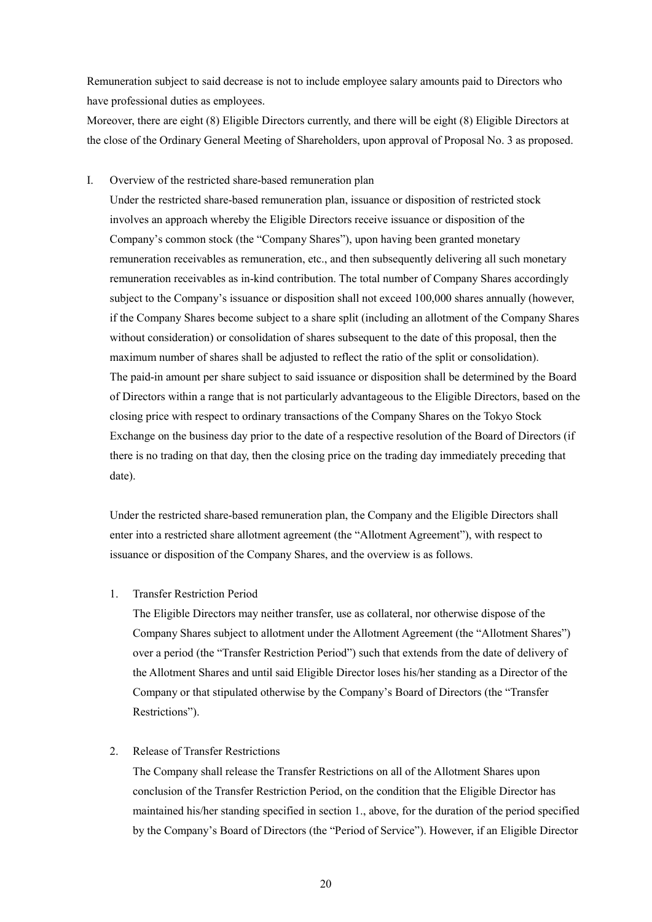Remuneration subject to said decrease is not to include employee salary amounts paid to Directors who have professional duties as employees.

Moreover, there are eight (8) Eligible Directors currently, and there will be eight (8) Eligible Directors at the close of the Ordinary General Meeting of Shareholders, upon approval of Proposal No. 3 as proposed.

I. Overview of the restricted share-based remuneration plan

Under the restricted share-based remuneration plan, issuance or disposition of restricted stock involves an approach whereby the Eligible Directors receive issuance or disposition of the Company's common stock (the "Company Shares"), upon having been granted monetary remuneration receivables as remuneration, etc., and then subsequently delivering all such monetary remuneration receivables as in-kind contribution. The total number of Company Shares accordingly subject to the Company's issuance or disposition shall not exceed 100,000 shares annually (however, if the Company Shares become subject to a share split (including an allotment of the Company Shares without consideration) or consolidation of shares subsequent to the date of this proposal, then the maximum number of shares shall be adjusted to reflect the ratio of the split or consolidation). The paid-in amount per share subject to said issuance or disposition shall be determined by the Board of Directors within a range that is not particularly advantageous to the Eligible Directors, based on the closing price with respect to ordinary transactions of the Company Shares on the Tokyo Stock Exchange on the business day prior to the date of a respective resolution of the Board of Directors (if there is no trading on that day, then the closing price on the trading day immediately preceding that date).

Under the restricted share-based remuneration plan, the Company and the Eligible Directors shall enter into a restricted share allotment agreement (the "Allotment Agreement"), with respect to issuance or disposition of the Company Shares, and the overview is as follows.

1. Transfer Restriction Period

   The Eligible Directors may neither transfer, use as collateral, nor otherwise dispose of the Company Shares subject to allotment under the Allotment Agreement (the "Allotment Shares") over a period (the "Transfer Restriction Period") such that extends from the date of delivery of the Allotment Shares and until said Eligible Director loses his/her standing as a Director of the Company or that stipulated otherwise by the Company's Board of Directors (the "Transfer Restrictions").

2. Release of Transfer Restrictions

   The Company shall release the Transfer Restrictions on all of the Allotment Shares upon conclusion of the Transfer Restriction Period, on the condition that the Eligible Director has maintained his/her standing specified in section 1., above, for the duration of the period specified by the Company's Board of Directors (the "Period of Service"). However, if an Eligible Director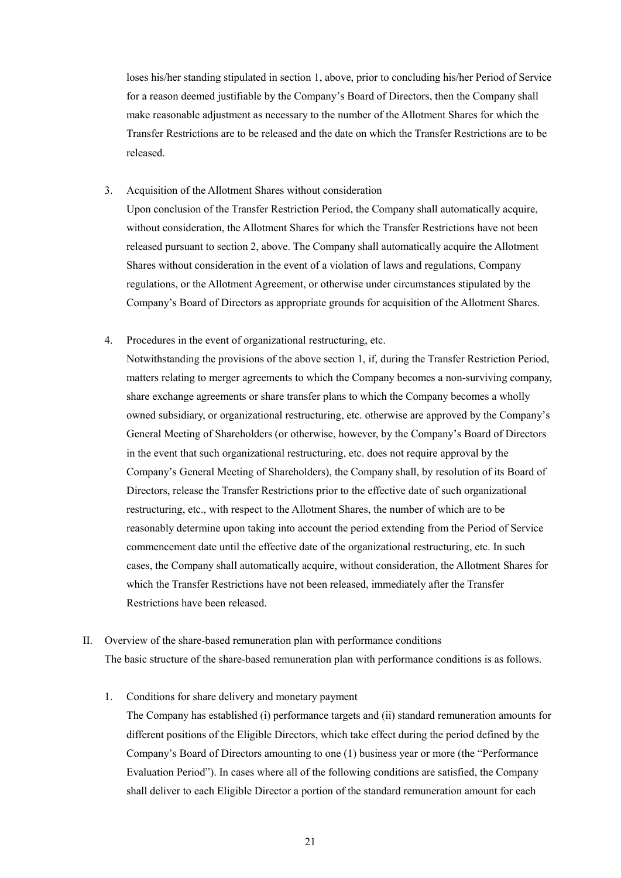loses his/her standing stipulated in section 1, above, prior to concluding his/her Period of Service for a reason deemed justifiable by the Company's Board of Directors, then the Company shall make reasonable adjustment as necessary to the number of the Allotment Shares for which the Transfer Restrictions are to be released and the date on which the Transfer Restrictions are to be released.

3. Acquisition of the Allotment Shares without consideration

   Upon conclusion of the Transfer Restriction Period, the Company shall automatically acquire, without consideration, the Allotment Shares for which the Transfer Restrictions have not been released pursuant to section 2, above. The Company shall automatically acquire the Allotment Shares without consideration in the event of a violation of laws and regulations, Company regulations, or the Allotment Agreement, or otherwise under circumstances stipulated by the Company's Board of Directors as appropriate grounds for acquisition of the Allotment Shares.

4. Procedures in the event of organizational restructuring, etc.

   Notwithstanding the provisions of the above section 1, if, during the Transfer Restriction Period, matters relating to merger agreements to which the Company becomes a non-surviving company, share exchange agreements or share transfer plans to which the Company becomes a wholly owned subsidiary, or organizational restructuring, etc. otherwise are approved by the Company's General Meeting of Shareholders (or otherwise, however, by the Company's Board of Directors in the event that such organizational restructuring, etc. does not require approval by the Company's General Meeting of Shareholders), the Company shall, by resolution of its Board of Directors, release the Transfer Restrictions prior to the effective date of such organizational restructuring, etc., with respect to the Allotment Shares, the number of which are to be reasonably determine upon taking into account the period extending from the Period of Service commencement date until the effective date of the organizational restructuring, etc. In such cases, the Company shall automatically acquire, without consideration, the Allotment Shares for which the Transfer Restrictions have not been released, immediately after the Transfer Restrictions have been released.

II. Overview of the share-based remuneration plan with performance conditions

The basic structure of the share-based remuneration plan with performance conditions is as follows.

1. Conditions for share delivery and monetary payment

   The Company has established (i) performance targets and (ii) standard remuneration amounts for different positions of the Eligible Directors, which take effect during the period defined by the Company's Board of Directors amounting to one (1) business year or more (the "Performance Evaluation Period"). In cases where all of the following conditions are satisfied, the Company shall deliver to each Eligible Director a portion of the standard remuneration amount for each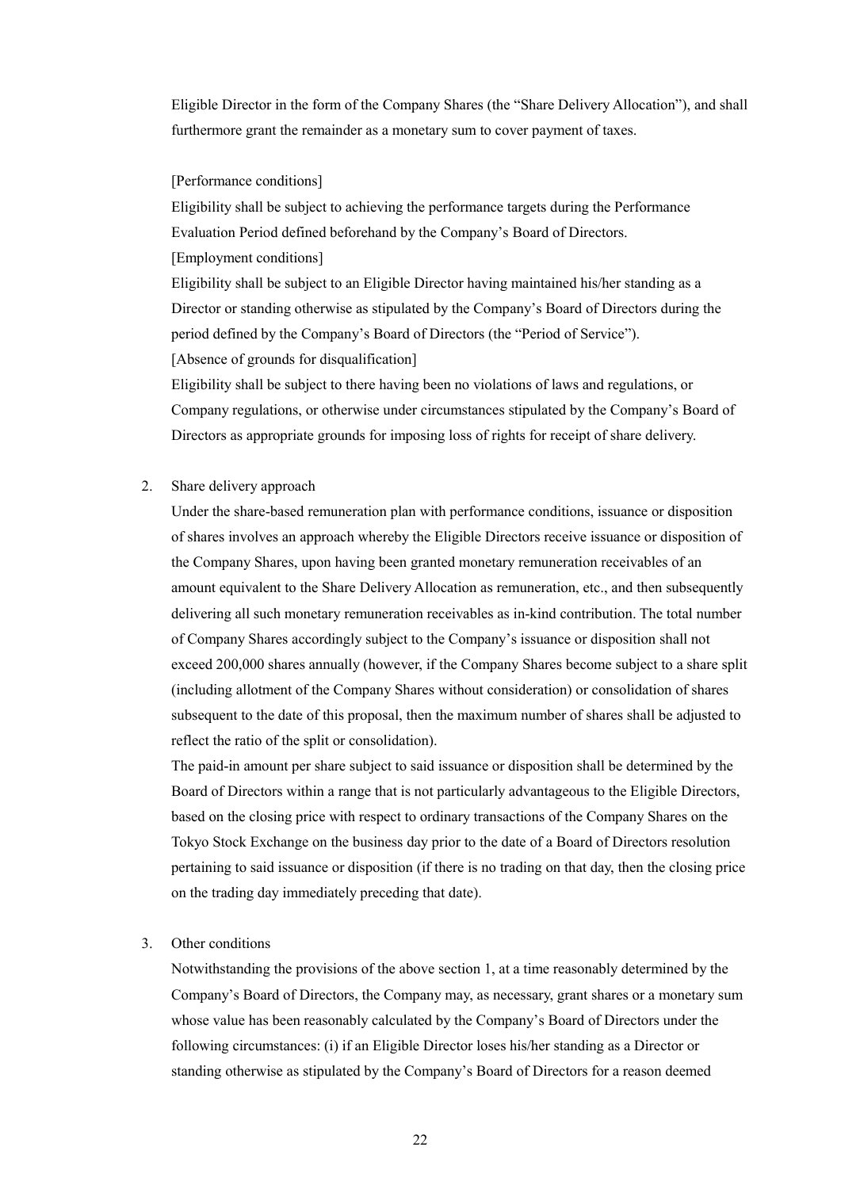Eligible Director in the form of the Company Shares (the "Share Delivery Allocation"), and shall furthermore grant the remainder as a monetary sum to cover payment of taxes.

[Performance conditions]

Eligibility shall be subject to achieving the performance targets during the Performance Evaluation Period defined beforehand by the Company's Board of Directors.

[Employment conditions]

Eligibility shall be subject to an Eligible Director having maintained his/her standing as a Director or standing otherwise as stipulated by the Company's Board of Directors during the period defined by the Company's Board of Directors (the "Period of Service").

[Absence of grounds for disqualification]

Eligibility shall be subject to there having been no violations of laws and regulations, or Company regulations, or otherwise under circumstances stipulated by the Company's Board of Directors as appropriate grounds for imposing loss of rights for receipt of share delivery.

2. Share delivery approach

   Under the share-based remuneration plan with performance conditions, issuance or disposition of shares involves an approach whereby the Eligible Directors receive issuance or disposition of the Company Shares, upon having been granted monetary remuneration receivables of an amount equivalent to the Share Delivery Allocation as remuneration, etc., and then subsequently delivering all such monetary remuneration receivables as in-kind contribution. The total number of Company Shares accordingly subject to the Company's issuance or disposition shall not exceed 200,000 shares annually (however, if the Company Shares become subject to a share split (including allotment of the Company Shares without consideration) or consolidation of shares subsequent to the date of this proposal, then the maximum number of shares shall be adjusted to reflect the ratio of the split or consolidation).

   The paid-in amount per share subject to said issuance or disposition shall be determined by the Board of Directors within a range that is not particularly advantageous to the Eligible Directors, based on the closing price with respect to ordinary transactions of the Company Shares on the Tokyo Stock Exchange on the business day prior to the date of a Board of Directors resolution pertaining to said issuance or disposition (if there is no trading on that day, then the closing price on the trading day immediately preceding that date).

3. Other conditions

   Notwithstanding the provisions of the above section 1, at a time reasonably determined by the Company's Board of Directors, the Company may, as necessary, grant shares or a monetary sum whose value has been reasonably calculated by the Company's Board of Directors under the following circumstances: (i) if an Eligible Director loses his/her standing as a Director or standing otherwise as stipulated by the Company's Board of Directors for a reason deemed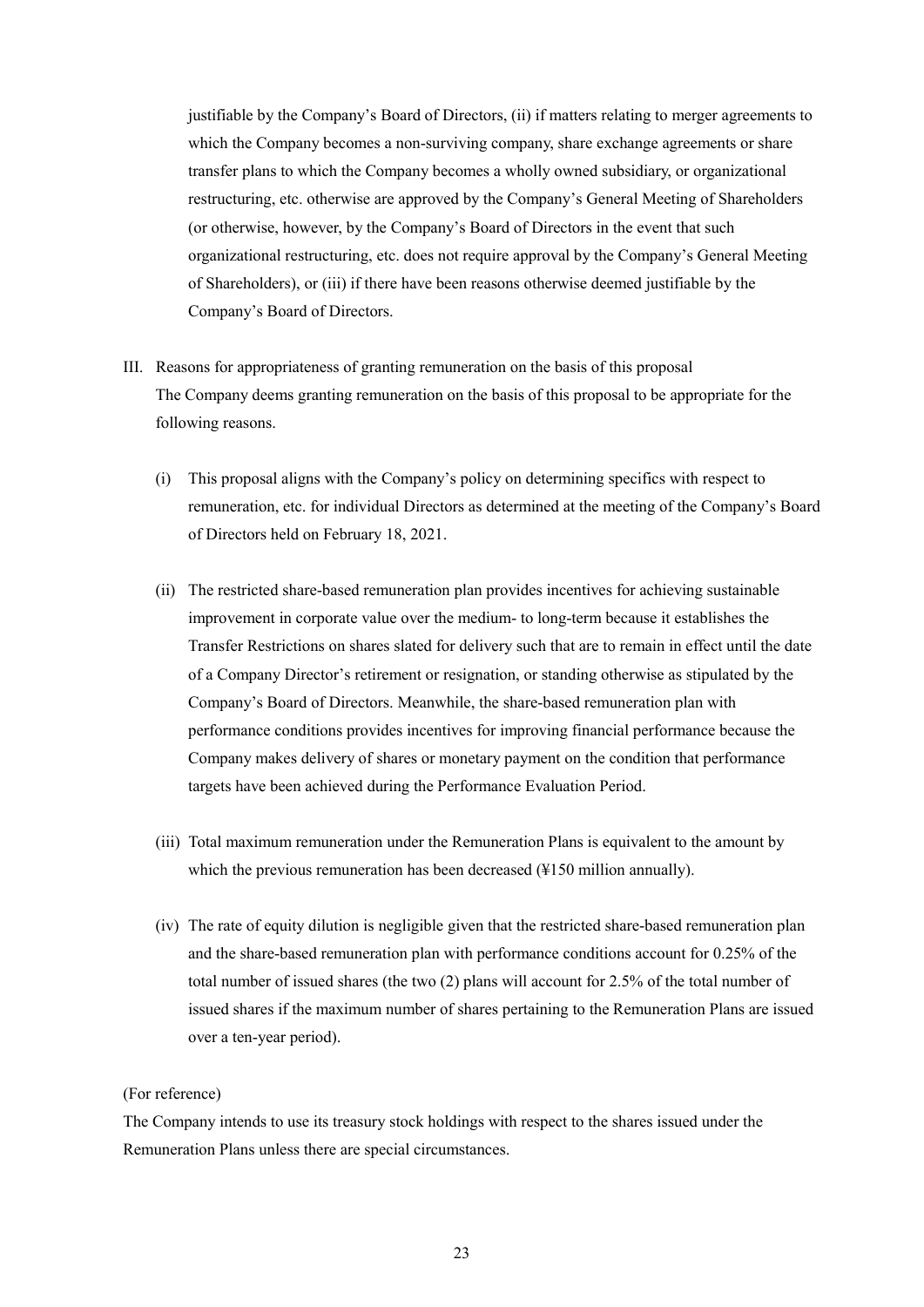justifiable by the Company's Board of Directors, (ii) if matters relating to merger agreements to which the Company becomes a non-surviving company, share exchange agreements or share transfer plans to which the Company becomes a wholly owned subsidiary, or organizational restructuring, etc. otherwise are approved by the Company's General Meeting of Shareholders (or otherwise, however, by the Company's Board of Directors in the event that such organizational restructuring, etc. does not require approval by the Company's General Meeting of Shareholders), or (iii) if there have been reasons otherwise deemed justifiable by the Company's Board of Directors.

III. Reasons for appropriateness of granting remuneration on the basis of this proposal

The Company deems granting remuneration on the basis of this proposal to be appropriate for the following reasons.

(i) This proposal aligns with the Company's policy on determining specifics with respect to remuneration, etc. for individual Directors as determined at the meeting of the Company's Board of Directors held on February 18, 2021.

(ii) The restricted share-based remuneration plan provides incentives for achieving sustainable improvement in corporate value over the medium- to long-term because it establishes the Transfer Restrictions on shares slated for delivery such that are to remain in effect until the date of a Company Director's retirement or resignation, or standing otherwise as stipulated by the Company's Board of Directors. Meanwhile, the share-based remuneration plan with performance conditions provides incentives for improving financial performance because the Company makes delivery of shares or monetary payment on the condition that performance targets have been achieved during the Performance Evaluation Period.

(iii) Total maximum remuneration under the Remuneration Plans is equivalent to the amount by which the previous remuneration has been decreased (¥150 million annually).

(iv) The rate of equity dilution is negligible given that the restricted share-based remuneration plan and the share-based remuneration plan with performance conditions account for 0.25% of the total number of issued shares (the two (2) plans will account for 2.5% of the total number of issued shares if the maximum number of shares pertaining to the Remuneration Plans are issued over a ten-year period).

(For reference)

The Company intends to use its treasury stock holdings with respect to the shares issued under the Remuneration Plans unless there are special circumstances.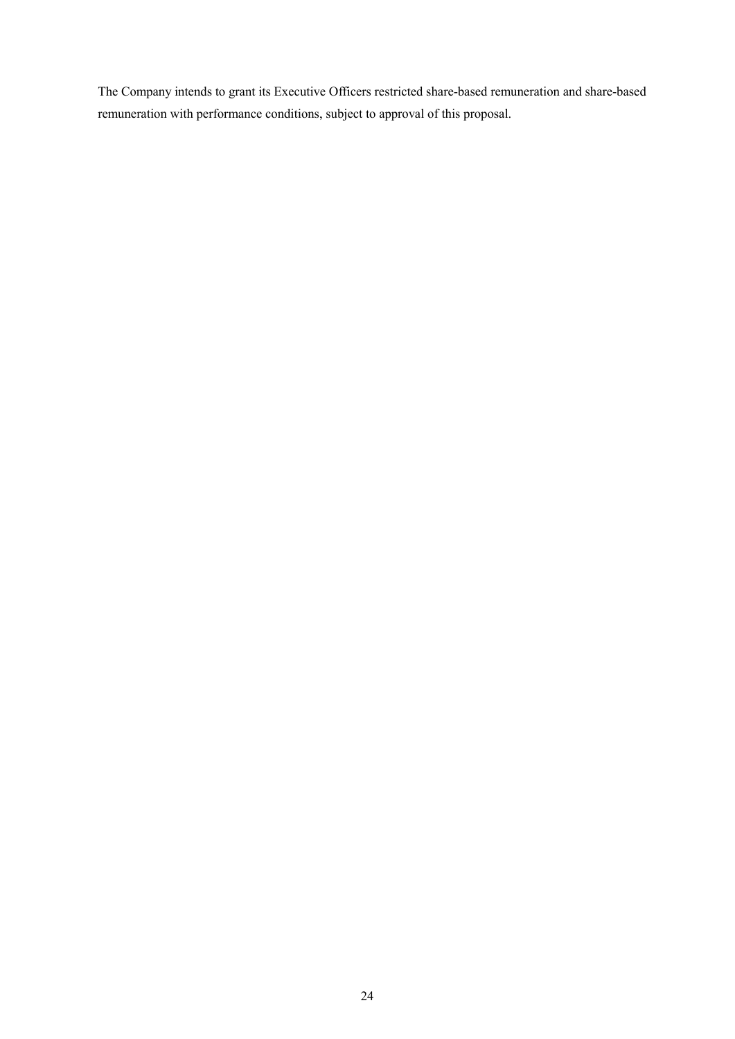The Company intends to grant its Executive Officers restricted share-based remuneration and share-based remuneration with performance conditions, subject to approval of this proposal.